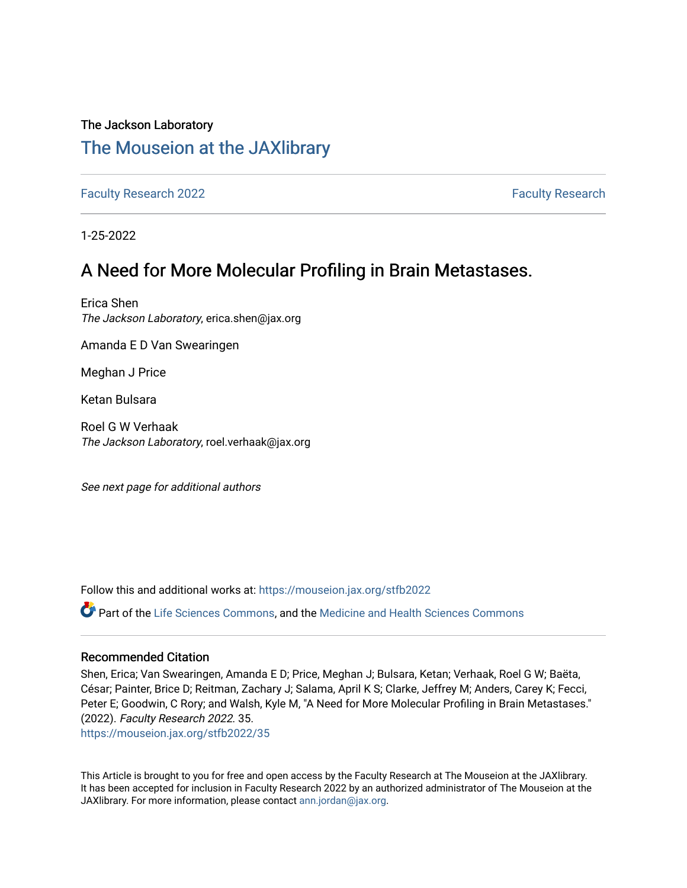The Jackson Laboratory

## The Mouseion at the JAXlibrary

Faculty Research 2022 | Faculty Research

1-25-2022

# A Need for More Molecular Profiling in Brain Metastases.

Erica Shen
*The Jackson Laboratory*, erica.shen@jax.org

Amanda E D Van Swearingen

Meghan J Price

Ketan Bulsara

Roel G W Verhaak
*The Jackson Laboratory*, roel.verhaak@jax.org

*See next page for additional authors*

Follow this and additional works at: https://mouseion.jax.org/stfb2022

Part of the Life Sciences Commons, and the Medicine and Health Sciences Commons

### Recommended Citation

Shen, Erica; Van Swearingen, Amanda E D; Price, Meghan J; Bulsara, Ketan; Verhaak, Roel G W; Baëta, César; Painter, Brice D; Reitman, Zachary J; Salama, April K S; Clarke, Jeffrey M; Anders, Carey K; Fecci, Peter E; Goodwin, C Rory; and Walsh, Kyle M, "A Need for More Molecular Profiling in Brain Metastases." (2022). *Faculty Research 2022*. 35.
https://mouseion.jax.org/stfb2022/35

This Article is brought to you for free and open access by the Faculty Research at The Mouseion at the JAXlibrary. It has been accepted for inclusion in Faculty Research 2022 by an authorized administrator of The Mouseion at the JAXlibrary. For more information, please contact ann.jordan@jax.org.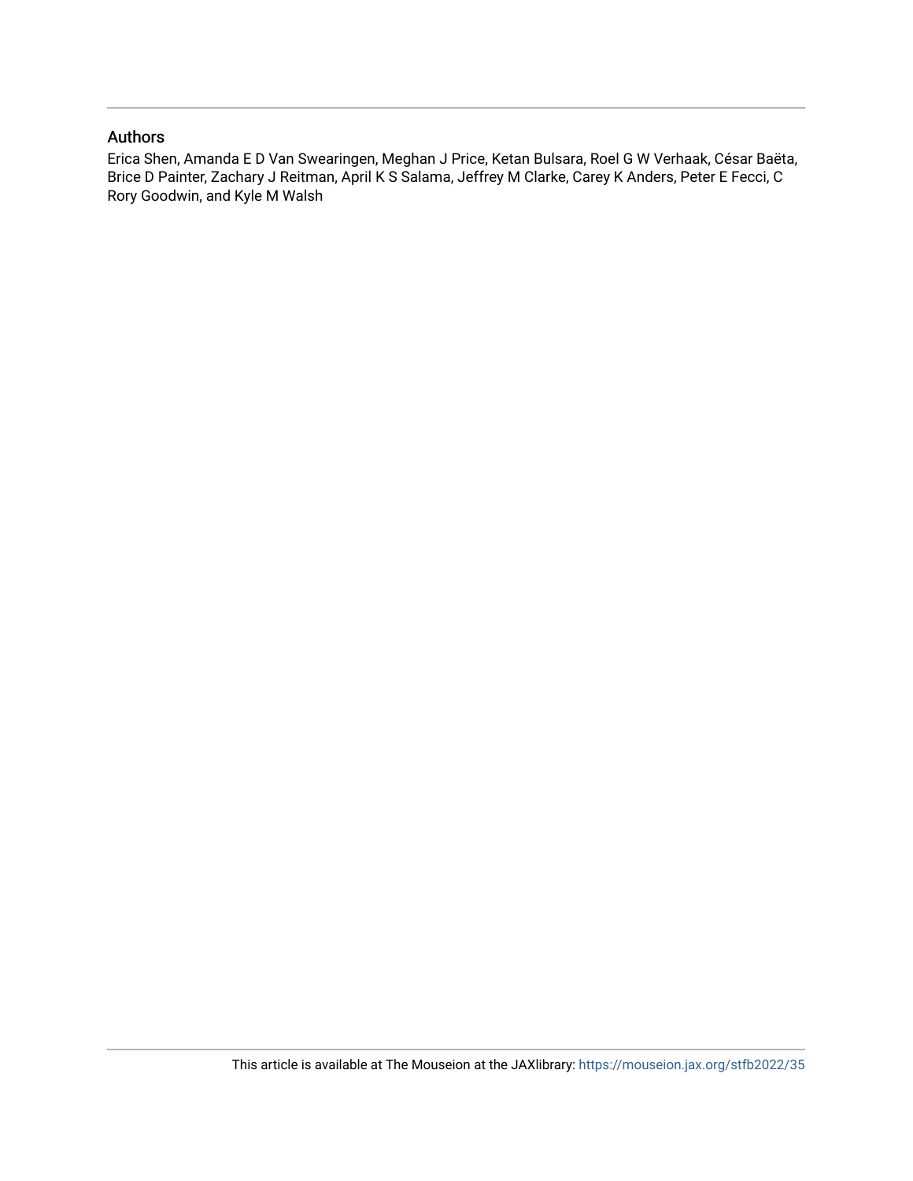## Authors

Erica Shen, Amanda E D Van Swearingen, Meghan J Price, Ketan Bulsara, Roel G W Verhaak, César Baëta, Brice D Painter, Zachary J Reitman, April K S Salama, Jeffrey M Clarke, Carey K Anders, Peter E Fecci, C Rory Goodwin, and Kyle M Walsh

This article is available at The Mouseion at the JAXlibrary: https://mouseion.jax.org/stfb2022/35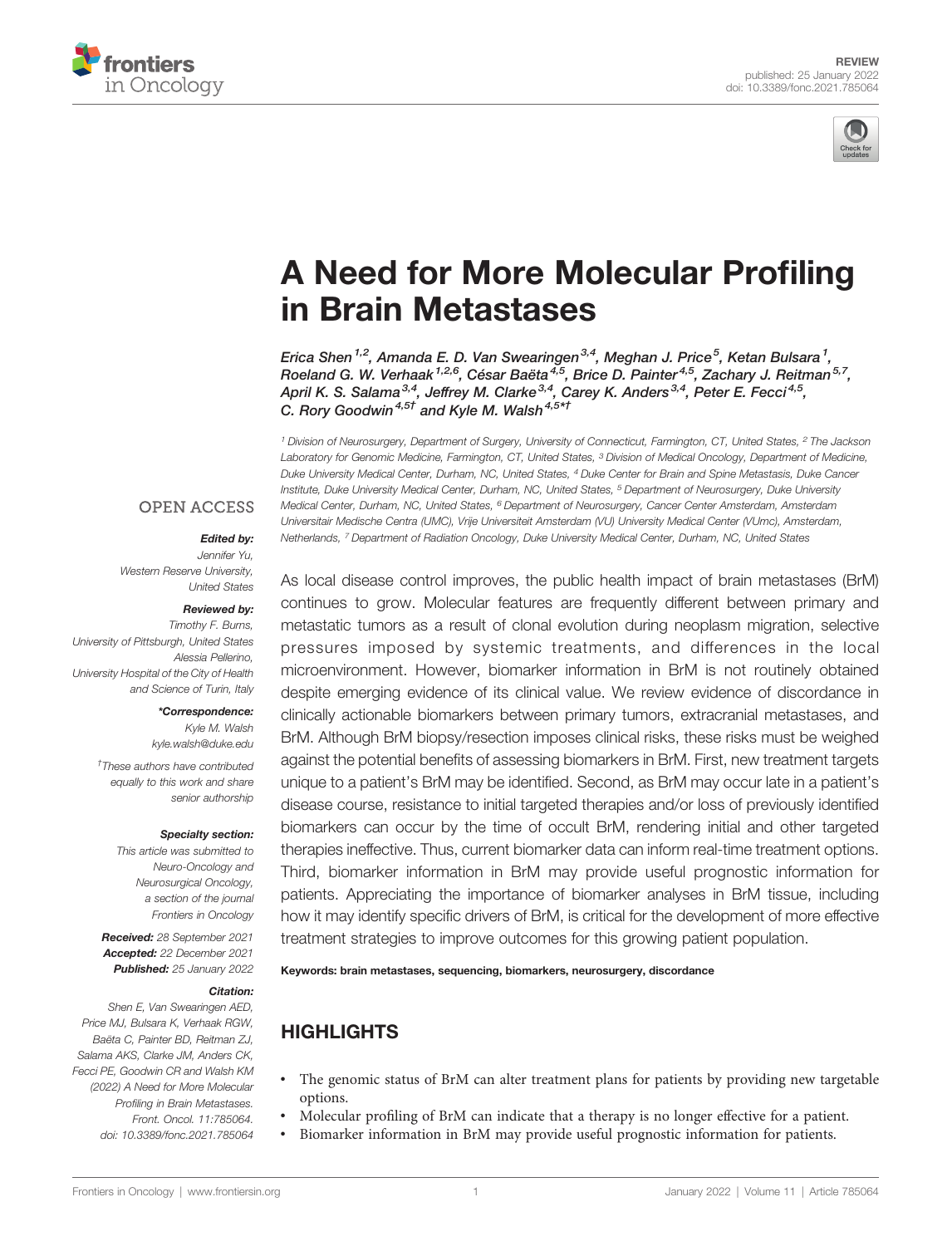REVIEW
published: 25 January 2022
doi: 10.3389/fonc.2021.785064

# A Need for More Molecular Profiling in Brain Metastases

Erica Shen[1,2], Amanda E. D. Van Swearingen[3,4], Meghan J. Price[5], Ketan Bulsara[1], Roeland G. W. Verhaak[1,2,6], César Baëta[4,5], Brice D. Painter[4,5], Zachary J. Reitman[5,7], April K. S. Salama[3,4], Jeffrey M. Clarke[3,4], Carey K. Anders[3,4], Peter E. Fecci[4,5], C. Rory Goodwin[4,5†] and Kyle M. Walsh[4,5*†]

[1] Division of Neurosurgery, Department of Surgery, University of Connecticut, Farmington, CT, United States, [2] The Jackson Laboratory for Genomic Medicine, Farmington, CT, United States, [3] Division of Medical Oncology, Department of Medicine, Duke University Medical Center, Durham, NC, United States, [4] Duke Center for Brain and Spine Metastasis, Duke Cancer Institute, Duke University Medical Center, Durham, NC, United States, [5] Department of Neurosurgery, Duke University Medical Center, Durham, NC, United States, [6] Department of Neurosurgery, Cancer Center Amsterdam, Amsterdam Universitair Medische Centra (UMC), Vrije Universiteit Amsterdam (VU) University Medical Center (VUmc), Amsterdam, Netherlands, [7] Department of Radiation Oncology, Duke University Medical Center, Durham, NC, United States

OPEN ACCESS

**Edited by:**
*Jennifer Yu,*
*Western Reserve University,*
*United States*

**Reviewed by:**
*Timothy F. Burns,*
*University of Pittsburgh, United States*
*Alessia Pellerino,*
*University Hospital of the City of Health and Science of Turin, Italy*

**\*Correspondence:**
*Kyle M. Walsh*
*kyle.walsh@duke.edu*

†These authors have contributed equally to this work and share senior authorship

**Specialty section:**
*This article was submitted to Neuro-Oncology and Neurosurgical Oncology, a section of the journal Frontiers in Oncology*

**Received:** 28 September 2021
**Accepted:** 22 December 2021
**Published:** 25 January 2022

**Citation:**
*Shen E, Van Swearingen AED, Price MJ, Bulsara K, Verhaak RGW, Baëta C, Painter BD, Reitman ZJ, Salama AKS, Clarke JM, Anders CK, Fecci PE, Goodwin CR and Walsh KM (2022) A Need for More Molecular Profiling in Brain Metastases. Front. Oncol. 11:785064. doi: 10.3389/fonc.2021.785064*

As local disease control improves, the public health impact of brain metastases (BrM) continues to grow. Molecular features are frequently different between primary and metastatic tumors as a result of clonal evolution during neoplasm migration, selective pressures imposed by systemic treatments, and differences in the local microenvironment. However, biomarker information in BrM is not routinely obtained despite emerging evidence of its clinical value. We review evidence of discordance in clinically actionable biomarkers between primary tumors, extracranial metastases, and BrM. Although BrM biopsy/resection imposes clinical risks, these risks must be weighed against the potential benefits of assessing biomarkers in BrM. First, new treatment targets unique to a patient's BrM may be identified. Second, as BrM may occur late in a patient's disease course, resistance to initial targeted therapies and/or loss of previously identified biomarkers can occur by the time of occult BrM, rendering initial and other targeted therapies ineffective. Thus, current biomarker data can inform real-time treatment options. Third, biomarker information in BrM may provide useful prognostic information for patients. Appreciating the importance of biomarker analyses in BrM tissue, including how it may identify specific drivers of BrM, is critical for the development of more effective treatment strategies to improve outcomes for this growing patient population.

**Keywords: brain metastases, sequencing, biomarkers, neurosurgery, discordance**

## HIGHLIGHTS

- The genomic status of BrM can alter treatment plans for patients by providing new targetable options.
- Molecular profiling of BrM can indicate that a therapy is no longer effective for a patient.
- Biomarker information in BrM may provide useful prognostic information for patients.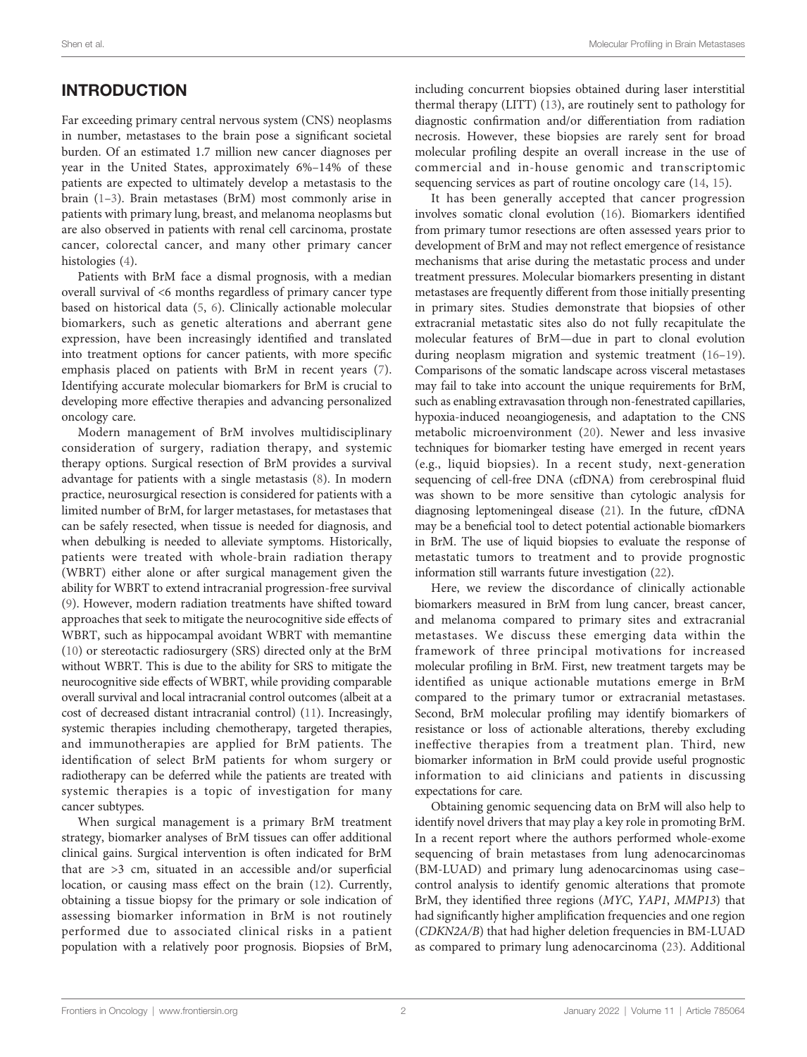## INTRODUCTION

Far exceeding primary central nervous system (CNS) neoplasms in number, metastases to the brain pose a significant societal burden. Of an estimated 1.7 million new cancer diagnoses per year in the United States, approximately 6%–14% of these patients are expected to ultimately develop a metastasis to the brain (1–3). Brain metastases (BrM) most commonly arise in patients with primary lung, breast, and melanoma neoplasms but are also observed in patients with renal cell carcinoma, prostate cancer, colorectal cancer, and many other primary cancer histologies (4).

Patients with BrM face a dismal prognosis, with a median overall survival of <6 months regardless of primary cancer type based on historical data (5, 6). Clinically actionable molecular biomarkers, such as genetic alterations and aberrant gene expression, have been increasingly identified and translated into treatment options for cancer patients, with more specific emphasis placed on patients with BrM in recent years (7). Identifying accurate molecular biomarkers for BrM is crucial to developing more effective therapies and advancing personalized oncology care.

Modern management of BrM involves multidisciplinary consideration of surgery, radiation therapy, and systemic therapy options. Surgical resection of BrM provides a survival advantage for patients with a single metastasis (8). In modern practice, neurosurgical resection is considered for patients with a limited number of BrM, for larger metastases, for metastases that can be safely resected, when tissue is needed for diagnosis, and when debulking is needed to alleviate symptoms. Historically, patients were treated with whole-brain radiation therapy (WBRT) either alone or after surgical management given the ability for WBRT to extend intracranial progression-free survival (9). However, modern radiation treatments have shifted toward approaches that seek to mitigate the neurocognitive side effects of WBRT, such as hippocampal avoidant WBRT with memantine (10) or stereotactic radiosurgery (SRS) directed only at the BrM without WBRT. This is due to the ability for SRS to mitigate the neurocognitive side effects of WBRT, while providing comparable overall survival and local intracranial control outcomes (albeit at a cost of decreased distant intracranial control) (11). Increasingly, systemic therapies including chemotherapy, targeted therapies, and immunotherapies are applied for BrM patients. The identification of select BrM patients for whom surgery or radiotherapy can be deferred while the patients are treated with systemic therapies is a topic of investigation for many cancer subtypes.

When surgical management is a primary BrM treatment strategy, biomarker analyses of BrM tissues can offer additional clinical gains. Surgical intervention is often indicated for BrM that are >3 cm, situated in an accessible and/or superficial location, or causing mass effect on the brain (12). Currently, obtaining a tissue biopsy for the primary or sole indication of assessing biomarker information in BrM is not routinely performed due to associated clinical risks in a patient population with a relatively poor prognosis. Biopsies of BrM, including concurrent biopsies obtained during laser interstitial thermal therapy (LITT) (13), are routinely sent to pathology for diagnostic confirmation and/or differentiation from radiation necrosis. However, these biopsies are rarely sent for broad molecular profiling despite an overall increase in the use of commercial and in-house genomic and transcriptomic sequencing services as part of routine oncology care (14, 15).

It has been generally accepted that cancer progression involves somatic clonal evolution (16). Biomarkers identified from primary tumor resections are often assessed years prior to development of BrM and may not reflect emergence of resistance mechanisms that arise during the metastatic process and under treatment pressures. Molecular biomarkers presenting in distant metastases are frequently different from those initially presenting in primary sites. Studies demonstrate that biopsies of other extracranial metastatic sites also do not fully recapitulate the molecular features of BrM—due in part to clonal evolution during neoplasm migration and systemic treatment (16–19). Comparisons of the somatic landscape across visceral metastases may fail to take into account the unique requirements for BrM, such as enabling extravasation through non-fenestrated capillaries, hypoxia-induced neoangiogenesis, and adaptation to the CNS metabolic microenvironment (20). Newer and less invasive techniques for biomarker testing have emerged in recent years (e.g., liquid biopsies). In a recent study, next-generation sequencing of cell-free DNA (cfDNA) from cerebrospinal fluid was shown to be more sensitive than cytologic analysis for diagnosing leptomeningeal disease (21). In the future, cfDNA may be a beneficial tool to detect potential actionable biomarkers in BrM. The use of liquid biopsies to evaluate the response of metastatic tumors to treatment and to provide prognostic information still warrants future investigation (22).

Here, we review the discordance of clinically actionable biomarkers measured in BrM from lung cancer, breast cancer, and melanoma compared to primary sites and extracranial metastases. We discuss these emerging data within the framework of three principal motivations for increased molecular profiling in BrM. First, new treatment targets may be identified as unique actionable mutations emerge in BrM compared to the primary tumor or extracranial metastases. Second, BrM molecular profiling may identify biomarkers of resistance or loss of actionable alterations, thereby excluding ineffective therapies from a treatment plan. Third, new biomarker information in BrM could provide useful prognostic information to aid clinicians and patients in discussing expectations for care.

Obtaining genomic sequencing data on BrM will also help to identify novel drivers that may play a key role in promoting BrM. In a recent report where the authors performed whole-exome sequencing of brain metastases from lung adenocarcinomas (BM-LUAD) and primary lung adenocarcinomas using case–control analysis to identify genomic alterations that promote BrM, they identified three regions (*MYC*, *YAP1*, *MMP13*) that had significantly higher amplification frequencies and one region (*CDKN2A/B*) that had higher deletion frequencies in BM-LUAD as compared to primary lung adenocarcinoma (23). Additional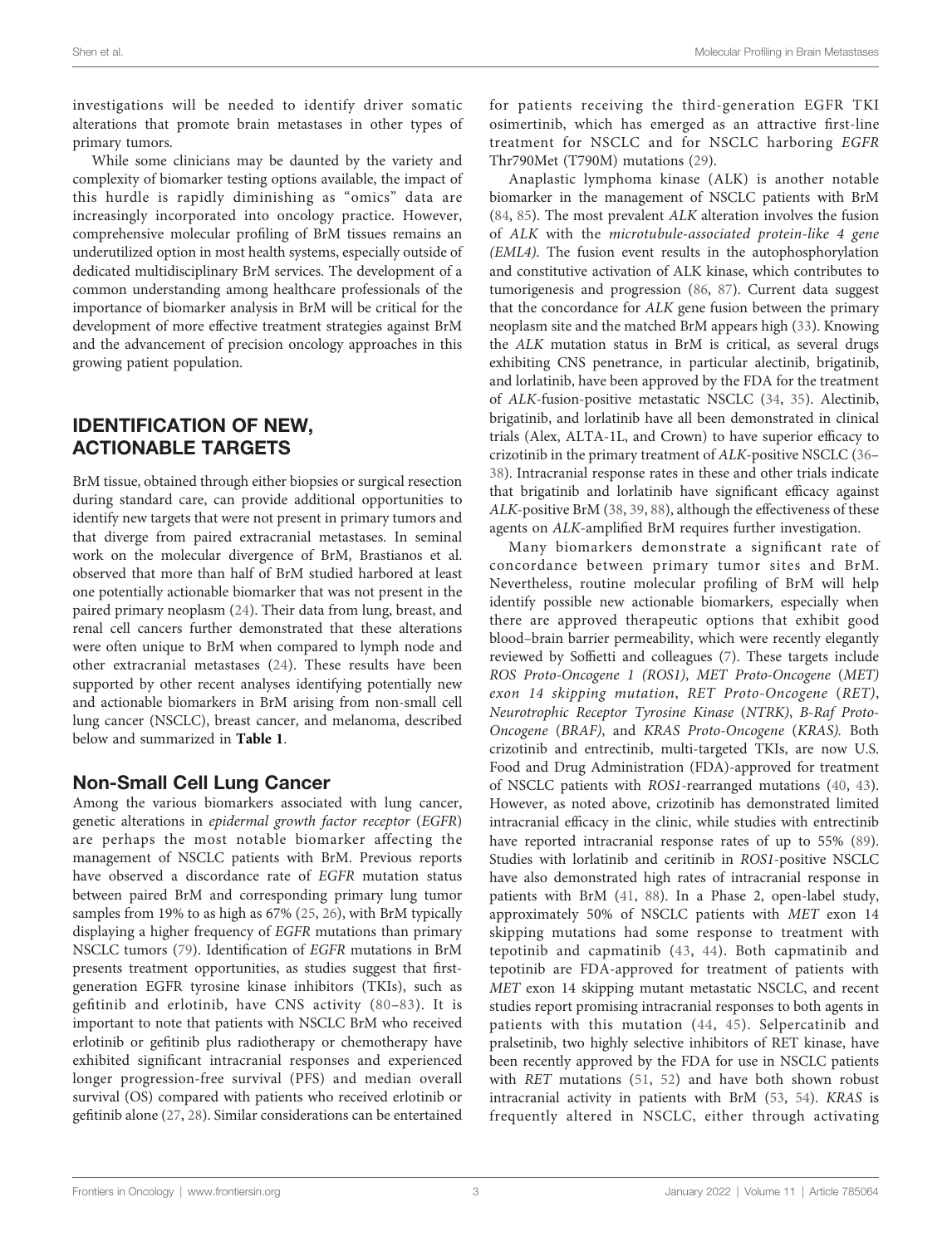investigations will be needed to identify driver somatic alterations that promote brain metastases in other types of primary tumors.

While some clinicians may be daunted by the variety and complexity of biomarker testing options available, the impact of this hurdle is rapidly diminishing as "omics" data are increasingly incorporated into oncology practice. However, comprehensive molecular profiling of BrM tissues remains an underutilized option in most health systems, especially outside of dedicated multidisciplinary BrM services. The development of a common understanding among healthcare professionals of the importance of biomarker analysis in BrM will be critical for the development of more effective treatment strategies against BrM and the advancement of precision oncology approaches in this growing patient population.

## IDENTIFICATION OF NEW, ACTIONABLE TARGETS

BrM tissue, obtained through either biopsies or surgical resection during standard care, can provide additional opportunities to identify new targets that were not present in primary tumors and that diverge from paired extracranial metastases. In seminal work on the molecular divergence of BrM, Brastianos et al. observed that more than half of BrM studied harbored at least one potentially actionable biomarker that was not present in the paired primary neoplasm (24). Their data from lung, breast, and renal cell cancers further demonstrated that these alterations were often unique to BrM when compared to lymph node and other extracranial metastases (24). These results have been supported by other recent analyses identifying potentially new and actionable biomarkers in BrM arising from non-small cell lung cancer (NSCLC), breast cancer, and melanoma, described below and summarized in **Table 1**.

### Non-Small Cell Lung Cancer

Among the various biomarkers associated with lung cancer, genetic alterations in *epidermal growth factor receptor* (*EGFR*) are perhaps the most notable biomarker affecting the management of NSCLC patients with BrM. Previous reports have observed a discordance rate of *EGFR* mutation status between paired BrM and corresponding primary lung tumor samples from 19% to as high as 67% (25, 26), with BrM typically displaying a higher frequency of *EGFR* mutations than primary NSCLC tumors (79). Identification of *EGFR* mutations in BrM presents treatment opportunities, as studies suggest that first-generation EGFR tyrosine kinase inhibitors (TKIs), such as gefitinib and erlotinib, have CNS activity (80–83). It is important to note that patients with NSCLC BrM who received erlotinib or gefitinib plus radiotherapy or chemotherapy have exhibited significant intracranial responses and experienced longer progression-free survival (PFS) and median overall survival (OS) compared with patients who received erlotinib or gefitinib alone (27, 28). Similar considerations can be entertained for patients receiving the third-generation EGFR TKI osimertinib, which has emerged as an attractive first-line treatment for NSCLC and for NSCLC harboring *EGFR* Thr790Met (T790M) mutations (29).

Anaplastic lymphoma kinase (ALK) is another notable biomarker in the management of NSCLC patients with BrM (84, 85). The most prevalent *ALK* alteration involves the fusion of *ALK* with the *microtubule-associated protein-like 4 gene (EML4)*. The fusion event results in the autophosphorylation and constitutive activation of ALK kinase, which contributes to tumorigenesis and progression (86, 87). Current data suggest that the concordance for *ALK* gene fusion between the primary neoplasm site and the matched BrM appears high (33). Knowing the *ALK* mutation status in BrM is critical, as several drugs exhibiting CNS penetrance, in particular alectinib, brigatinib, and lorlatinib, have been approved by the FDA for the treatment of *ALK*-fusion-positive metastatic NSCLC (34, 35). Alectinib, brigatinib, and lorlatinib have all been demonstrated in clinical trials (Alex, ALTA-1L, and Crown) to have superior efficacy to crizotinib in the primary treatment of *ALK*-positive NSCLC (36–38). Intracranial response rates in these and other trials indicate that brigatinib and lorlatinib have significant efficacy against *ALK*-positive BrM (38, 39, 88), although the effectiveness of these agents on *ALK*-amplified BrM requires further investigation.

Many biomarkers demonstrate a significant rate of concordance between primary tumor sites and BrM. Nevertheless, routine molecular profiling of BrM will help identify possible new actionable biomarkers, especially when there are approved therapeutic options that exhibit good blood–brain barrier permeability, which were recently elegantly reviewed by Soffietti and colleagues (7). These targets include *ROS Proto-Oncogene 1 (ROS1)*, *MET Proto-Oncogene* (*MET) exon 14 skipping mutation*, *RET Proto-Oncogene* (*RET*), *Neurotrophic Receptor Tyrosine Kinase* (*NTRK*), *B-Raf Proto-Oncogene* (*BRAF*), and *KRAS Proto-Oncogene* (*KRAS).* Both crizotinib and entrectinib, multi-targeted TKIs, are now U.S. Food and Drug Administration (FDA)-approved for treatment of NSCLC patients with *ROS1*-rearranged mutations (40, 43). However, as noted above, crizotinib has demonstrated limited intracranial efficacy in the clinic, while studies with entrectinib have reported intracranial response rates of up to 55% (89). Studies with lorlatinib and ceritinib in *ROS1*-positive NSCLC have also demonstrated high rates of intracranial response in patients with BrM (41, 88). In a Phase 2, open-label study, approximately 50% of NSCLC patients with *MET* exon 14 skipping mutations had some response to treatment with tepotinib and capmatinib (43, 44). Both capmatinib and tepotinib are FDA-approved for treatment of patients with *MET* exon 14 skipping mutant metastatic NSCLC, and recent studies report promising intracranial responses to both agents in patients with this mutation (44, 45). Selpercatinib and pralsetinib, two highly selective inhibitors of RET kinase, have been recently approved by the FDA for use in NSCLC patients with *RET* mutations (51, 52) and have both shown robust intracranial activity in patients with BrM (53, 54). *KRAS* is frequently altered in NSCLC, either through activating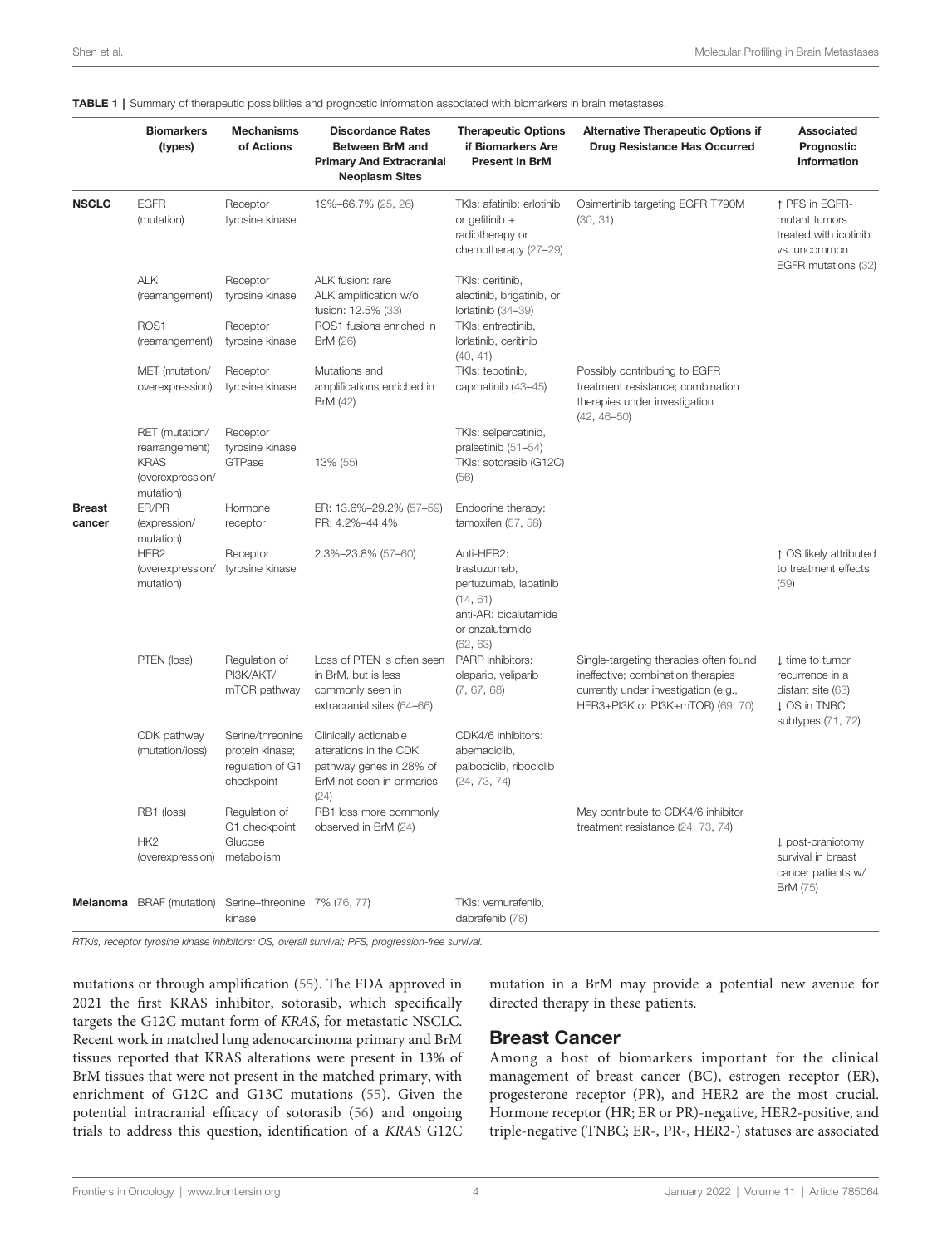**TABLE 1** | Summary of therapeutic possibilities and prognostic information associated with biomarkers in brain metastases.

| | Biomarkers (types) | Mechanisms of Actions | Discordance Rates Between BrM and Primary And Extracranial Neoplasm Sites | Therapeutic Options if Biomarkers Are Present In BrM | Alternative Therapeutic Options if Drug Resistance Has Occurred | Associated Prognostic Information |
|---|---|---|---|---|---|---|
| **NSCLC** | EGFR (mutation) | Receptor tyrosine kinase | 19%–66.7% (25, 26) | TKIs: afatinib; erlotinib or gefitinib + radiotherapy or chemotherapy (27–29) | Osimertinib targeting EGFR T790M (30, 31) | ↑ PFS in EGFR-mutant tumors treated with icotinib vs. uncommon EGFR mutations (32) |
| | ALK (rearrangement) | Receptor tyrosine kinase | ALK fusion: rare ALK amplification w/o fusion: 12.5% (33) | TKIs: ceritinib, alectinib, brigatinib, or lorlatinib (34–39) | | |
| | ROS1 (rearrangement) | Receptor tyrosine kinase | ROS1 fusions enriched in BrM (26) | TKIs: entrectinib, lorlatinib, ceritinib (40, 41) | | |
| | MET (mutation/ overexpression) | Receptor tyrosine kinase | Mutations and amplifications enriched in BrM (42) | TKIs: tepotinib, capmatinib (43–45) | Possibly contributing to EGFR treatment resistance; combination therapies under investigation (42, 46–50) | |
| | RET (mutation/ rearrangement) | Receptor tyrosine kinase | | TKIs: selpercatinib, pralsetinib (51–54) | | |
| | KRAS (overexpression/ mutation) | GTPase | 13% (55) | TKIs: sotorasib (G12C) (56) | | |
| **Breast cancer** | ER/PR (expression/ mutation) | Hormone receptor | ER: 13.6%–29.2% (57–59) PR: 4.2%–44.4% | Endocrine therapy: tamoxifen (57, 58) | | |
| | HER2 (overexpression/ mutation) | Receptor tyrosine kinase | 2.3%–23.8% (57–60) | Anti-HER2: trastuzumab, pertuzumab, lapatinib (14, 61) anti-AR: bicalutamide or enzalutamide (62, 63) | | ↑ OS likely attributed to treatment effects (59) |
| | PTEN (loss) | Regulation of PI3K/AKT/ mTOR pathway | Loss of PTEN is often seen in BrM, but is less commonly seen in extracranial sites (64–66) | PARP inhibitors: olaparib, veliparib (7, 67, 68) | Single-targeting therapies often found ineffective; combination therapies currently under investigation (e.g., HER3+PI3K or PI3K+mTOR) (69, 70) | ↓ time to tumor recurrence in a distant site (63) ↓ OS in TNBC subtypes (71, 72) |
| | CDK pathway (mutation/loss) | Serine/threonine protein kinase; regulation of G1 checkpoint | Clinically actionable alterations in the CDK pathway genes in 28% of BrM not seen in primaries (24) | CDK4/6 inhibitors: abemaciclib, palbociclib, ribociclib (24, 73, 74) | | |
| | RB1 (loss) | Regulation of G1 checkpoint | RB1 loss more commonly observed in BrM (24) | | May contribute to CDK4/6 inhibitor treatment resistance (24, 73, 74) | |
| | HK2 (overexpression) | Glucose metabolism | | | | ↓ post-craniotomy survival in breast cancer patients w/ BrM (75) |
| **Melanoma** | BRAF (mutation) | Serine–threonine kinase | 7% (76, 77) | TKIs: vemurafenib, dabrafenib (78) | | |

RTKis, receptor tyrosine kinase inhibitors; OS, overall survival; PFS, progression-free survival.

mutations or through amplification (55). The FDA approved in 2021 the first KRAS inhibitor, sotorasib, which specifically targets the G12C mutant form of *KRAS*, for metastatic NSCLC. Recent work in matched lung adenocarcinoma primary and BrM tissues reported that KRAS alterations were present in 13% of BrM tissues that were not present in the matched primary, with enrichment of G12C and G13C mutations (55). Given the potential intracranial efficacy of sotorasib (56) and ongoing trials to address this question, identification of a *KRAS* G12C mutation in a BrM may provide a potential new avenue for directed therapy in these patients.

## Breast Cancer

Among a host of biomarkers important for the clinical management of breast cancer (BC), estrogen receptor (ER), progesterone receptor (PR), and HER2 are the most crucial. Hormone receptor (HR; ER or PR)-negative, HER2-positive, and triple-negative (TNBC; ER-, PR-, HER2-) statuses are associated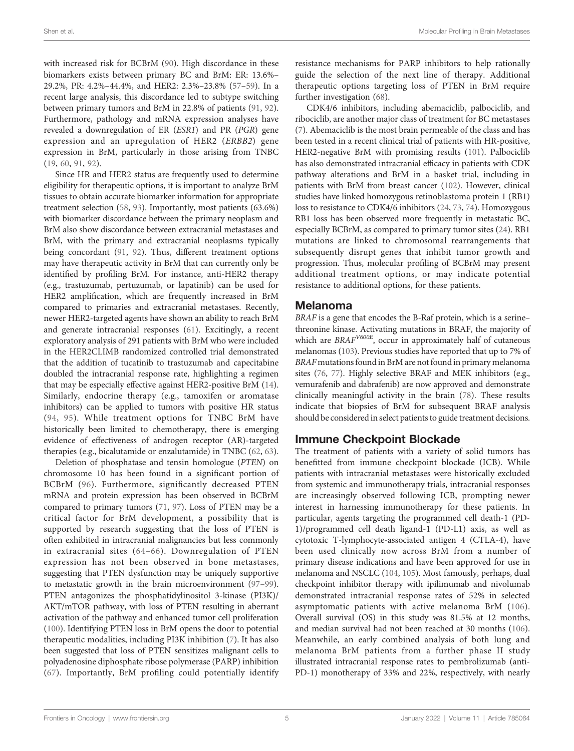with increased risk for BCBrM (90). High discordance in these biomarkers exists between primary BC and BrM: ER: 13.6%–29.2%, PR: 4.2%–44.4%, and HER2: 2.3%–23.8% (57–59). In a recent large analysis, this discordance led to subtype switching between primary tumors and BrM in 22.8% of patients (91, 92). Furthermore, pathology and mRNA expression analyses have revealed a downregulation of ER (*ESR1*) and PR (*PGR*) gene expression and an upregulation of HER2 (*ERBB2*) gene expression in BrM, particularly in those arising from TNBC (19, 60, 91, 92).

Since HR and HER2 status are frequently used to determine eligibility for therapeutic options, it is important to analyze BrM tissues to obtain accurate biomarker information for appropriate treatment selection (58, 93). Importantly, most patients (63.6%) with biomarker discordance between the primary neoplasm and BrM also show discordance between extracranial metastases and BrM, with the primary and extracranial neoplasms typically being concordant (91, 92). Thus, different treatment options may have therapeutic activity in BrM that can currently only be identified by profiling BrM. For instance, anti-HER2 therapy (e.g., trastuzumab, pertuzumab, or lapatinib) can be used for HER2 amplification, which are frequently increased in BrM compared to primaries and extracranial metastases. Recently, newer HER2-targeted agents have shown an ability to reach BrM and generate intracranial responses (61). Excitingly, a recent exploratory analysis of 291 patients with BrM who were included in the HER2CLIMB randomized controlled trial demonstrated that the addition of tucatinib to trastuzumab and capecitabine doubled the intracranial response rate, highlighting a regimen that may be especially effective against HER2-positive BrM (14). Similarly, endocrine therapy (e.g., tamoxifen or aromatase inhibitors) can be applied to tumors with positive HR status (94, 95). While treatment options for TNBC BrM have historically been limited to chemotherapy, there is emerging evidence of effectiveness of androgen receptor (AR)-targeted therapies (e.g., bicalutamide or enzalutamide) in TNBC (62, 63).

Deletion of phosphatase and tensin homologue (*PTEN*) on chromosome 10 has been found in a significant portion of BCBrM (96). Furthermore, significantly decreased PTEN mRNA and protein expression has been observed in BCBrM compared to primary tumors (71, 97). Loss of PTEN may be a critical factor for BrM development, a possibility that is supported by research suggesting that the loss of PTEN is often exhibited in intracranial malignancies but less commonly in extracranial sites (64–66). Downregulation of PTEN expression has not been observed in bone metastases, suggesting that PTEN dysfunction may be uniquely supportive to metastatic growth in the brain microenvironment (97–99). PTEN antagonizes the phosphatidylinositol 3-kinase (PI3K)/AKT/mTOR pathway, with loss of PTEN resulting in aberrant activation of the pathway and enhanced tumor cell proliferation (100). Identifying PTEN loss in BrM opens the door to potential therapeutic modalities, including PI3K inhibition (7). It has also been suggested that loss of PTEN sensitizes malignant cells to polyadenosine diphosphate ribose polymerase (PARP) inhibition (67). Importantly, BrM profiling could potentially identify resistance mechanisms for PARP inhibitors to help rationally guide the selection of the next line of therapy. Additional therapeutic options targeting loss of PTEN in BrM require further investigation (68).

CDK4/6 inhibitors, including abemaciclib, palbociclib, and ribociclib, are another major class of treatment for BC metastases (7). Abemaciclib is the most brain permeable of the class and has been tested in a recent clinical trial of patients with HR-positive, HER2-negative BrM with promising results (101). Palbociclib has also demonstrated intracranial efficacy in patients with CDK pathway alterations and BrM in a basket trial, including in patients with BrM from breast cancer (102). However, clinical studies have linked homozygous retinoblastoma protein 1 (RB1) loss to resistance to CDK4/6 inhibitors (24, 73, 74). Homozygous RB1 loss has been observed more frequently in metastatic BC, especially BCBrM, as compared to primary tumor sites (24). RB1 mutations are linked to chromosomal rearrangements that subsequently disrupt genes that inhibit tumor growth and progression. Thus, molecular profiling of BCBrM may present additional treatment options, or may indicate potential resistance to additional options, for these patients.

## Melanoma

*BRAF* is a gene that encodes the B-Raf protein, which is a serine–threonine kinase. Activating mutations in BRAF, the majority of which are *BRAF*$^{V600E}$, occur in approximately half of cutaneous melanomas (103). Previous studies have reported that up to 7% of *BRAF* mutations found in BrM are not found in primary melanoma sites (76, 77). Highly selective BRAF and MEK inhibitors (e.g., vemurafenib and dabrafenib) are now approved and demonstrate clinically meaningful activity in the brain (78). These results indicate that biopsies of BrM for subsequent BRAF analysis should be considered in select patients to guide treatment decisions.

## Immune Checkpoint Blockade

The treatment of patients with a variety of solid tumors has benefitted from immune checkpoint blockade (ICB). While patients with intracranial metastases were historically excluded from systemic and immunotherapy trials, intracranial responses are increasingly observed following ICB, prompting newer interest in harnessing immunotherapy for these patients. In particular, agents targeting the programmed cell death-1 (PD-1)/programmed cell death ligand-1 (PD-L1) axis, as well as cytotoxic T-lymphocyte-associated antigen 4 (CTLA-4), have been used clinically now across BrM from a number of primary disease indications and have been approved for use in melanoma and NSCLC (104, 105). Most famously, perhaps, dual checkpoint inhibitor therapy with ipilimumab and nivolumab demonstrated intracranial response rates of 52% in selected asymptomatic patients with active melanoma BrM (106). Overall survival (OS) in this study was 81.5% at 12 months, and median survival had not been reached at 30 months (106). Meanwhile, an early combined analysis of both lung and melanoma BrM patients from a further phase II study illustrated intracranial response rates to pembrolizumab (anti-PD-1) monotherapy of 33% and 22%, respectively, with nearly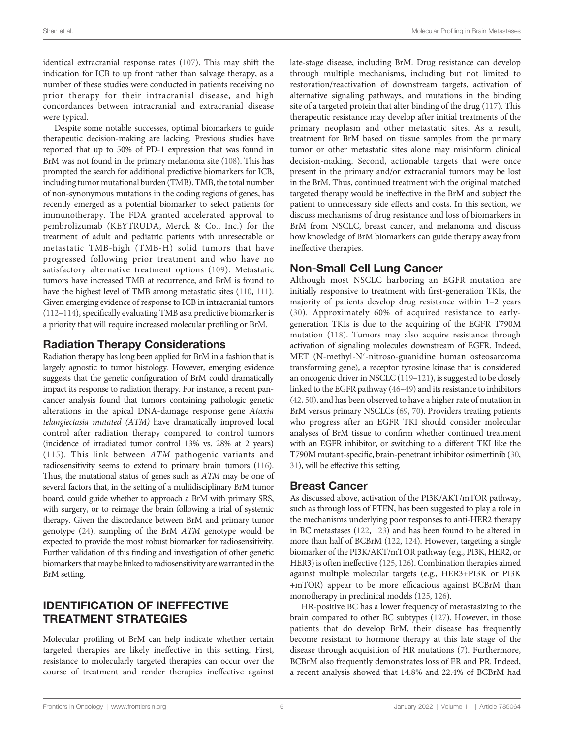identical extracranial response rates (107). This may shift the indication for ICB to up front rather than salvage therapy, as a number of these studies were conducted in patients receiving no prior therapy for their intracranial disease, and high concordances between intracranial and extracranial disease were typical.

Despite some notable successes, optimal biomarkers to guide therapeutic decision-making are lacking. Previous studies have reported that up to 50% of PD-1 expression that was found in BrM was not found in the primary melanoma site (108). This has prompted the search for additional predictive biomarkers for ICB, including tumor mutational burden (TMB). TMB, the total number of non-synonymous mutations in the coding regions of genes, has recently emerged as a potential biomarker to select patients for immunotherapy. The FDA granted accelerated approval to pembrolizumab (KEYTRUDA, Merck & Co., Inc.) for the treatment of adult and pediatric patients with unresectable or metastatic TMB-high (TMB-H) solid tumors that have progressed following prior treatment and who have no satisfactory alternative treatment options (109). Metastatic tumors have increased TMB at recurrence, and BrM is found to have the highest level of TMB among metastatic sites (110, 111). Given emerging evidence of response to ICB in intracranial tumors (112–114), specifically evaluating TMB as a predictive biomarker is a priority that will require increased molecular profiling or BrM.

## Radiation Therapy Considerations

Radiation therapy has long been applied for BrM in a fashion that is largely agnostic to tumor histology. However, emerging evidence suggests that the genetic configuration of BrM could dramatically impact its response to radiation therapy. For instance, a recent pan-cancer analysis found that tumors containing pathologic genetic alterations in the apical DNA-damage response gene *Ataxia telangiectasia mutated (ATM)* have dramatically improved local control after radiation therapy compared to control tumors (incidence of irradiated tumor control 13% vs. 28% at 2 years) (115). This link between *ATM* pathogenic variants and radiosensitivity seems to extend to primary brain tumors (116). Thus, the mutational status of genes such as *ATM* may be one of several factors that, in the setting of a multidisciplinary BrM tumor board, could guide whether to approach a BrM with primary SRS, with surgery, or to reimage the brain following a trial of systemic therapy. Given the discordance between BrM and primary tumor genotype (24), sampling of the BrM *ATM* genotype would be expected to provide the most robust biomarker for radiosensitivity. Further validation of this finding and investigation of other genetic biomarkers that may be linked to radiosensitivity are warranted in the BrM setting.

# IDENTIFICATION OF INEFFECTIVE TREATMENT STRATEGIES

Molecular profiling of BrM can help indicate whether certain targeted therapies are likely ineffective in this setting. First, resistance to molecularly targeted therapies can occur over the course of treatment and render therapies ineffective against late-stage disease, including BrM. Drug resistance can develop through multiple mechanisms, including but not limited to restoration/reactivation of downstream targets, activation of alternative signaling pathways, and mutations in the binding site of a targeted protein that alter binding of the drug (117). This therapeutic resistance may develop after initial treatments of the primary neoplasm and other metastatic sites. As a result, treatment for BrM based on tissue samples from the primary tumor or other metastatic sites alone may misinform clinical decision-making. Second, actionable targets that were once present in the primary and/or extracranial tumors may be lost in the BrM. Thus, continued treatment with the original matched targeted therapy would be ineffective in the BrM and subject the patient to unnecessary side effects and costs. In this section, we discuss mechanisms of drug resistance and loss of biomarkers in BrM from NSCLC, breast cancer, and melanoma and discuss how knowledge of BrM biomarkers can guide therapy away from ineffective therapies.

## Non-Small Cell Lung Cancer

Although most NSCLC harboring an EGFR mutation are initially responsive to treatment with first-generation TKIs, the majority of patients develop drug resistance within 1–2 years (30). Approximately 60% of acquired resistance to early-generation TKIs is due to the acquiring of the EGFR T790M mutation (118). Tumors may also acquire resistance through activation of signaling molecules downstream of EGFR. Indeed, MET (N-methyl-N′-nitroso-guanidine human osteosarcoma transforming gene), a receptor tyrosine kinase that is considered an oncogenic driver in NSCLC (119–121), is suggested to be closely linked to the EGFR pathway (46–49) and its resistance to inhibitors (42, 50), and has been observed to have a higher rate of mutation in BrM versus primary NSCLCs (69, 70). Providers treating patients who progress after an EGFR TKI should consider molecular analyses of BrM tissue to confirm whether continued treatment with an EGFR inhibitor, or switching to a different TKI like the T790M mutant-specific, brain-penetrant inhibitor osimertinib (30, 31), will be effective this setting.

## Breast Cancer

As discussed above, activation of the PI3K/AKT/mTOR pathway, such as through loss of PTEN, has been suggested to play a role in the mechanisms underlying poor responses to anti-HER2 therapy in BC metastases (122, 123) and has been found to be altered in more than half of BCBrM (122, 124). However, targeting a single biomarker of the PI3K/AKT/mTOR pathway (e.g., PI3K, HER2, or HER3) is often ineffective (125, 126). Combination therapies aimed against multiple molecular targets (e.g., HER3+PI3K or PI3K +mTOR) appear to be more efficacious against BCBrM than monotherapy in preclinical models (125, 126).

HR-positive BC has a lower frequency of metastasizing to the brain compared to other BC subtypes (127). However, in those patients that do develop BrM, their disease has frequently become resistant to hormone therapy at this late stage of the disease through acquisition of HR mutations (7). Furthermore, BCBrM also frequently demonstrates loss of ER and PR. Indeed, a recent analysis showed that 14.8% and 22.4% of BCBrM had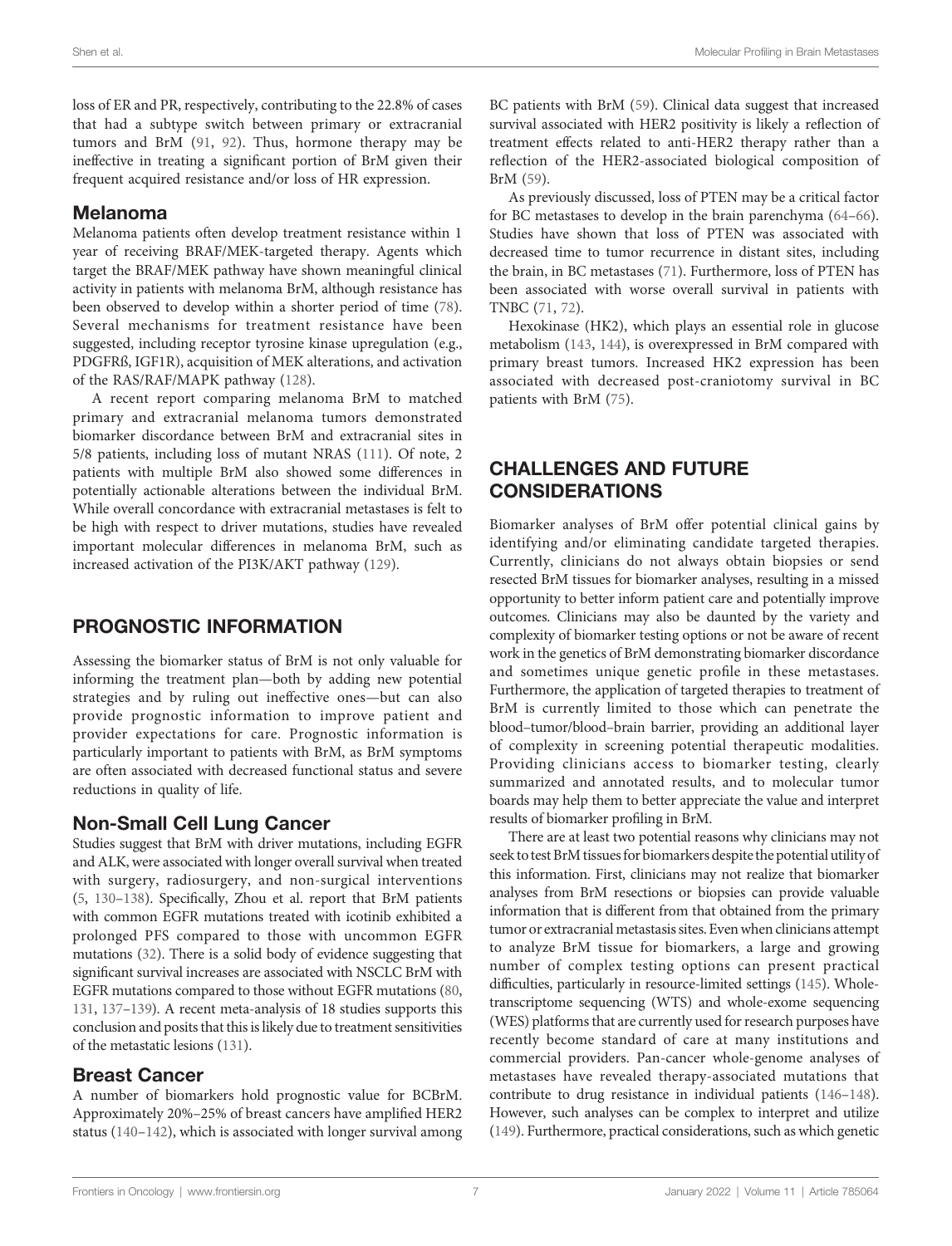loss of ER and PR, respectively, contributing to the 22.8% of cases that had a subtype switch between primary or extracranial tumors and BrM (91, 92). Thus, hormone therapy may be ineffective in treating a significant portion of BrM given their frequent acquired resistance and/or loss of HR expression.

### Melanoma

Melanoma patients often develop treatment resistance within 1 year of receiving BRAF/MEK-targeted therapy. Agents which target the BRAF/MEK pathway have shown meaningful clinical activity in patients with melanoma BrM, although resistance has been observed to develop within a shorter period of time (78). Several mechanisms for treatment resistance have been suggested, including receptor tyrosine kinase upregulation (e.g., PDGFRß, IGF1R), acquisition of MEK alterations, and activation of the RAS/RAF/MAPK pathway (128).

A recent report comparing melanoma BrM to matched primary and extracranial melanoma tumors demonstrated biomarker discordance between BrM and extracranial sites in 5/8 patients, including loss of mutant NRAS (111). Of note, 2 patients with multiple BrM also showed some differences in potentially actionable alterations between the individual BrM. While overall concordance with extracranial metastases is felt to be high with respect to driver mutations, studies have revealed important molecular differences in melanoma BrM, such as increased activation of the PI3K/AKT pathway (129).

## PROGNOSTIC INFORMATION

Assessing the biomarker status of BrM is not only valuable for informing the treatment plan—both by adding new potential strategies and by ruling out ineffective ones—but can also provide prognostic information to improve patient and provider expectations for care. Prognostic information is particularly important to patients with BrM, as BrM symptoms are often associated with decreased functional status and severe reductions in quality of life.

### Non-Small Cell Lung Cancer

Studies suggest that BrM with driver mutations, including EGFR and ALK, were associated with longer overall survival when treated with surgery, radiosurgery, and non-surgical interventions (5, 130–138). Specifically, Zhou et al. report that BrM patients with common EGFR mutations treated with icotinib exhibited a prolonged PFS compared to those with uncommon EGFR mutations (32). There is a solid body of evidence suggesting that significant survival increases are associated with NSCLC BrM with EGFR mutations compared to those without EGFR mutations (80, 131, 137–139). A recent meta-analysis of 18 studies supports this conclusion and posits that this is likely due to treatment sensitivities of the metastatic lesions (131).

### Breast Cancer

A number of biomarkers hold prognostic value for BCBrM. Approximately 20%–25% of breast cancers have amplified HER2 status (140–142), which is associated with longer survival among BC patients with BrM (59). Clinical data suggest that increased survival associated with HER2 positivity is likely a reflection of treatment effects related to anti-HER2 therapy rather than a reflection of the HER2-associated biological composition of BrM (59).

As previously discussed, loss of PTEN may be a critical factor for BC metastases to develop in the brain parenchyma (64–66). Studies have shown that loss of PTEN was associated with decreased time to tumor recurrence in distant sites, including the brain, in BC metastases (71). Furthermore, loss of PTEN has been associated with worse overall survival in patients with TNBC (71, 72).

Hexokinase (HK2), which plays an essential role in glucose metabolism (143, 144), is overexpressed in BrM compared with primary breast tumors. Increased HK2 expression has been associated with decreased post-craniotomy survival in BC patients with BrM (75).

## CHALLENGES AND FUTURE CONSIDERATIONS

Biomarker analyses of BrM offer potential clinical gains by identifying and/or eliminating candidate targeted therapies. Currently, clinicians do not always obtain biopsies or send resected BrM tissues for biomarker analyses, resulting in a missed opportunity to better inform patient care and potentially improve outcomes. Clinicians may also be daunted by the variety and complexity of biomarker testing options or not be aware of recent work in the genetics of BrM demonstrating biomarker discordance and sometimes unique genetic profile in these metastases. Furthermore, the application of targeted therapies to treatment of BrM is currently limited to those which can penetrate the blood–tumor/blood–brain barrier, providing an additional layer of complexity in screening potential therapeutic modalities. Providing clinicians access to biomarker testing, clearly summarized and annotated results, and to molecular tumor boards may help them to better appreciate the value and interpret results of biomarker profiling in BrM.

There are at least two potential reasons why clinicians may not seek to test BrM tissues for biomarkers despite the potential utility of this information. First, clinicians may not realize that biomarker analyses from BrM resections or biopsies can provide valuable information that is different from that obtained from the primary tumor or extracranial metastasis sites. Even when clinicians attempt to analyze BrM tissue for biomarkers, a large and growing number of complex testing options can present practical difficulties, particularly in resource-limited settings (145). Whole-transcriptome sequencing (WTS) and whole-exome sequencing (WES) platforms that are currently used for research purposes have recently become standard of care at many institutions and commercial providers. Pan-cancer whole-genome analyses of metastases have revealed therapy-associated mutations that contribute to drug resistance in individual patients (146–148). However, such analyses can be complex to interpret and utilize (149). Furthermore, practical considerations, such as which genetic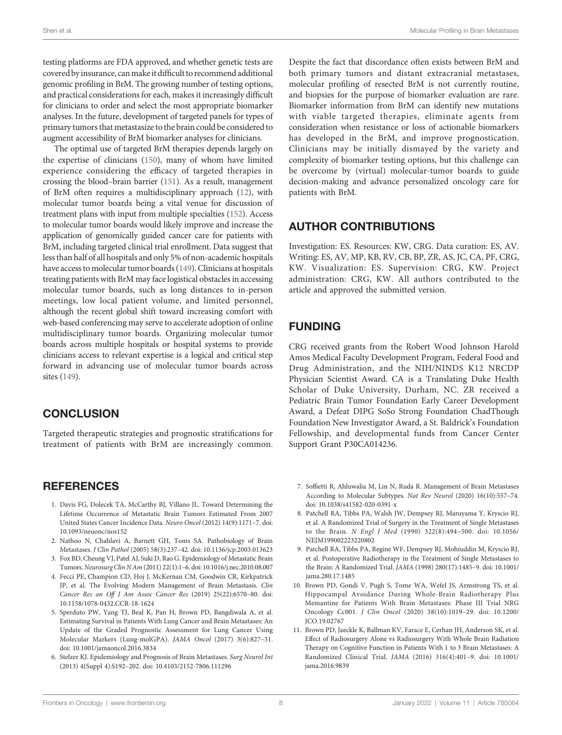testing platforms are FDA approved, and whether genetic tests are covered by insurance, can make it difficult to recommend additional genomic profiling in BrM. The growing number of testing options, and practical considerations for each, makes it increasingly difficult for clinicians to order and select the most appropriate biomarker analyses. In the future, development of targeted panels for types of primary tumors that metastasize to the brain could be considered to augment accessibility of BrM biomarker analyses for clinicians.

The optimal use of targeted BrM therapies depends largely on the expertise of clinicians (150), many of whom have limited experience considering the efficacy of targeted therapies in crossing the blood–brain barrier (151). As a result, management of BrM often requires a multidisciplinary approach (12), with molecular tumor boards being a vital venue for discussion of treatment plans with input from multiple specialties (152). Access to molecular tumor boards would likely improve and increase the application of genomically guided cancer care for patients with BrM, including targeted clinical trial enrollment. Data suggest that less than half of all hospitals and only 5% of non-academic hospitals have access to molecular tumor boards (149). Clinicians at hospitals treating patients with BrM may face logistical obstacles in accessing molecular tumor boards, such as long distances to in-person meetings, low local patient volume, and limited personnel, although the recent global shift toward increasing comfort with web-based conferencing may serve to accelerate adoption of online multidisciplinary tumor boards. Organizing molecular tumor boards across multiple hospitals or hospital systems to provide clinicians access to relevant expertise is a logical and critical step forward in advancing use of molecular tumor boards across sites (149).

## CONCLUSION

Targeted therapeutic strategies and prognostic stratifications for treatment of patients with BrM are increasingly common. Despite the fact that discordance often exists between BrM and both primary tumors and distant extracranial metastases, molecular profiling of resected BrM is not currently routine, and biopsies for the purpose of biomarker evaluation are rare. Biomarker information from BrM can identify new mutations with viable targeted therapies, eliminate agents from consideration when resistance or loss of actionable biomarkers has developed in the BrM, and improve prognostication. Clinicians may be initially dismayed by the variety and complexity of biomarker testing options, but this challenge can be overcome by (virtual) molecular-tumor boards to guide decision-making and advance personalized oncology care for patients with BrM.

## AUTHOR CONTRIBUTIONS

Investigation: ES. Resources: KW, CRG. Data curation: ES, AV. Writing: ES, AV, MP, KB, RV, CB, BP, ZR, AS, JC, CA, PF, CRG, KW. Visualization: ES. Supervision: CRG, KW. Project administration: CRG, KW. All authors contributed to the article and approved the submitted version.

## FUNDING

CRG received grants from the Robert Wood Johnson Harold Amos Medical Faculty Development Program, Federal Food and Drug Administration, and the NIH/NINDS K12 NRCDP Physician Scientist Award. CA is a Translating Duke Health Scholar of Duke University, Durham, NC. ZR received a Pediatric Brain Tumor Foundation Early Career Development Award, a Defeat DIPG SoSo Strong Foundation ChadThough Foundation New Investigator Award, a St. Baldrick's Foundation Fellowship, and developmental funds from Cancer Center Support Grant P30CA014236.

## REFERENCES

1. Davis FG, Dolecek TA, McCarthy BJ, Villano JL. Toward Determining the Lifetime Occurrence of Metastatic Brain Tumors Estimated From 2007 United States Cancer Incidence Data. *Neuro Oncol* (2012) 14(9):1171–7. doi: 10.1093/neuonc/nos152
2. Nathoo N, Chahlavi A, Barnett GH, Toms SA. Pathobiology of Brain Metastases. *J Clin Pathol* (2005) 58(3):237–42. doi: 10.1136/jcp.2003.013623
3. Fox BD, Cheung VJ, Patel AJ, Suki D, Rao G. Epidemiology of Metastatic Brain Tumors. *Neurosurg Clin N Am* (2011) 22(1):1–6. doi: 10.1016/j.nec.2010.08.007
4. Fecci PE, Champion CD, Hoj J, McKernan CM, Goodwin CR, Kirkpatrick JP, et al. The Evolving Modern Management of Brain Metastasis. *Clin Cancer Res an Off J Am Assoc Cancer Res* (2019) 25(22):6570–80. doi: 10.1158/1078-0432.CCR-18-1624
5. Sperduto PW, Yang TJ, Beal K, Pan H, Brown PD, Bangdiwala A, et al. Estimating Survival in Patients With Lung Cancer and Brain Metastases: An Update of the Graded Prognostic Assessment for Lung Cancer Using Molecular Markers (Lung-molGPA). *JAMA Oncol* (2017) 3(6):827–31. doi: 10.1001/jamaoncol.2016.3834
6. Stelzer KJ. Epidemiology and Prognosis of Brain Metastases. *Surg Neurol Int* (2013) 4(Suppl 4):S192–202. doi: 10.4103/2152-7806.111296
7. Soffietti R, Ahluwalia M, Lin N, Ruda R. Management of Brain Metastases According to Molecular Subtypes. *Nat Rev Neurol* (2020) 16(10):557–74. doi: 10.1038/s41582-020-0391-x
8. Patchell RA, Tibbs PA, Walsh JW, Dempsey RJ, Maruyama Y, Kryscio RJ, et al. A Randomized Trial of Surgery in the Treatment of Single Metastases to the Brain. *N Engl J Med* (1990) 322(8):494–500. doi: 10.1056/NEJM199002223220802
9. Patchell RA, Tibbs PA, Regine WF, Dempsey RJ, Mohiuddin M, Kryscio RJ, et al. Postoperative Radiotherapy in the Treatment of Single Metastases to the Brain: A Randomized Trial. *JAMA* (1998) 280(17):1485–9. doi: 10.1001/jama.280.17.1485
10. Brown PD, Gondi V, Pugh S, Tome WA, Wefel JS, Armstrong TS, et al. Hippocampal Avoidance During Whole-Brain Radiotherapy Plus Memantine for Patients With Brain Metastases: Phase III Trial NRG Oncology Cc001. *J Clin Oncol* (2020) 38(10):1019–29. doi: 10.1200/JCO.19.02767
11. Brown PD, Jaeckle K, Ballman KV, Farace E, Cerhan JH, Anderson SK, et al. Effect of Radiosurgery Alone vs Radiosurgery With Whole Brain Radiation Therapy on Cognitive Function in Patients With 1 to 3 Brain Metastases: A Randomized Clinical Trial. *JAMA* (2016) 316(4):401–9. doi: 10.1001/jama.2016.9839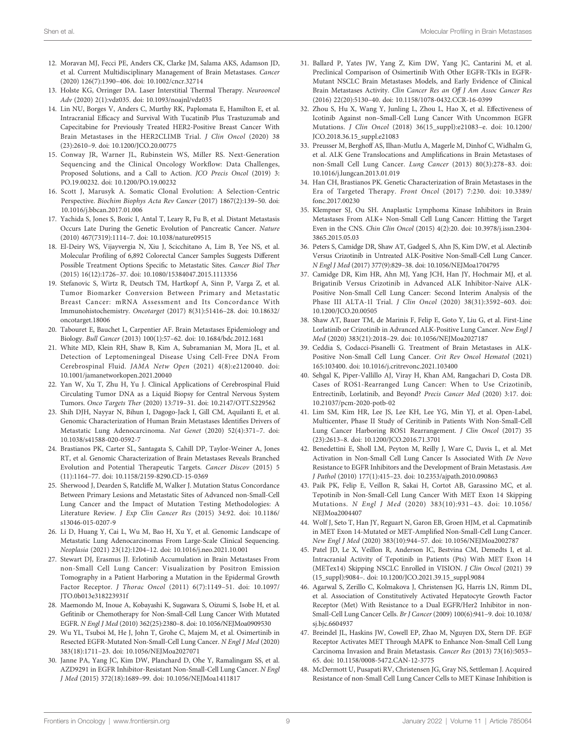12. Moravan MJ, Fecci PE, Anders CK, Clarke JM, Salama AKS, Adamson JD, et al. Current Multidisciplinary Management of Brain Metastases. *Cancer* (2020) 126(7):1390–406. doi: 10.1002/cncr.32714
13. Holste KG, Orringer DA. Laser Interstitial Thermal Therapy. *Neurooncol Adv* (2020) 2(1):vdz035. doi: 10.1093/noajnl/vdz035
14. Lin NU, Borges V, Anders C, Murthy RK, Paplomata E, Hamilton E, et al. Intracranial Efficacy and Survival With Tucatinib Plus Trastuzumab and Capecitabine for Previously Treated HER2-Positive Breast Cancer With Brain Metastases in the HER2CLIMB Trial. *J Clin Oncol* (2020) 38 (23):2610–9. doi: 10.1200/JCO.20.00775
15. Conway JR, Warner JL, Rubinstein WS, Miller RS. Next-Generation Sequencing and the Clinical Oncology Workflow: Data Challenges, Proposed Solutions, and a Call to Action. *JCO Precis Oncol* (2019) 3: PO.19.00232. doi: 10.1200/PO.19.00232
16. Scott J, Marusyk A. Somatic Clonal Evolution: A Selection-Centric Perspective. *Biochim Biophys Acta Rev Cancer* (2017) 1867(2):139–50. doi: 10.1016/j.bbcan.2017.01.006
17. Yachida S, Jones S, Bozic I, Antal T, Leary R, Fu B, et al. Distant Metastasis Occurs Late During the Genetic Evolution of Pancreatic Cancer. *Nature* (2010) 467(7319):1114–7. doi: 10.1038/nature09515
18. El-Deiry WS, Vijayvergia N, Xiu J, Scicchitano A, Lim B, Yee NS, et al. Molecular Profiling of 6,892 Colorectal Cancer Samples Suggests Different Possible Treatment Options Specific to Metastatic Sites. *Cancer Biol Ther* (2015) 16(12):1726–37. doi: 10.1080/15384047.2015.1113356
19. Stefanovic S, Wirtz R, Deutsch TM, Hartkopf A, Sinn P, Varga Z, et al. Tumor Biomarker Conversion Between Primary and Metastatic Breast Cancer: mRNA Assessment and Its Concordance With Immunohistochemistry. *Oncotarget* (2017) 8(31):51416–28. doi: 10.18632/oncotarget.18006
20. Tabouret E, Bauchet L, Carpentier AF. Brain Metastases Epidemiology and Biology. *Bull Cancer* (2013) 100(1):57–62. doi: 10.1684/bdc.2012.1681
21. White MD, Klein RH, Shaw B, Kim A, Subramanian M, Mora JL, et al. Detection of Leptomeningeal Disease Using Cell-Free DNA From Cerebrospinal Fluid. *JAMA Netw Open* (2021) 4(8):e2120040. doi: 10.1001/jamanetworkopen.2021.20040
22. Yan W, Xu T, Zhu H, Yu J. Clinical Applications of Cerebrospinal Fluid Circulating Tumor DNA as a Liquid Biopsy for Central Nervous System Tumors. *Onco Targets Ther* (2020) 13:719–31. doi: 10.2147/OTT.S229562
23. Shih DJH, Nayyar N, Bihun I, Dagogo-Jack I, Gill CM, Aquilanti E, et al. Genomic Characterization of Human Brain Metastases Identifies Drivers of Metastatic Lung Adenocarcinoma. *Nat Genet* (2020) 52(4):371–7. doi: 10.1038/s41588-020-0592-7
24. Brastianos PK, Carter SL, Santagata S, Cahill DP, Taylor-Weiner A, Jones RT, et al. Genomic Characterization of Brain Metastases Reveals Branched Evolution and Potential Therapeutic Targets. *Cancer Discov* (2015) 5 (11):1164–77. doi: 10.1158/2159-8290.CD-15-0369
25. Sherwood J, Dearden S, Ratcliffe M, Walker J. Mutation Status Concordance Between Primary Lesions and Metastatic Sites of Advanced non-Small-Cell Lung Cancer and the Impact of Mutation Testing Methodologies: A Literature Review. *J Exp Clin Cancer Res* (2015) 34:92. doi: 10.1186/s13046-015-0207-9
26. Li D, Huang Y, Cai L, Wu M, Bao H, Xu Y, et al. Genomic Landscape of Metastatic Lung Adenocarcinomas From Large-Scale Clinical Sequencing. *Neoplasia* (2021) 23(12):1204–12. doi: 10.1016/j.neo.2021.10.001
27. Stewart DJ, Erasmus JJ. Erlotinib Accumulation in Brain Metastases From non-Small Cell Lung Cancer: Visualization by Positron Emission Tomography in a Patient Harboring a Mutation in the Epidermal Growth Factor Receptor. *J Thorac Oncol* (2011) 6(7):1149–51. doi: 10.1097/JTO.0b013e318223931f
28. Maemondo M, Inoue A, Kobayashi K, Sugawara S, Oizumi S, Isobe H, et al. Gefitinib or Chemotherapy for Non-Small-Cell Lung Cancer With Mutated EGFR. *N Engl J Med* (2010) 362(25):2380–8. doi: 10.1056/NEJMoa0909530
29. Wu YL, Tsuboi M, He J, John T, Grohe C, Majem M, et al. Osimertinib in Resected EGFR-Mutated Non-Small-Cell Lung Cancer. *N Engl J Med* (2020) 383(18):1711–23. doi: 10.1056/NEJMoa2027071
30. Janne PA, Yang JC, Kim DW, Planchard D, Ohe Y, Ramalingam SS, et al. AZD9291 in EGFR Inhibitor-Resistant Non-Small-Cell Lung Cancer. *N Engl J Med* (2015) 372(18):1689–99. doi: 10.1056/NEJMoa1411817
31. Ballard P, Yates JW, Yang Z, Kim DW, Yang JC, Cantarini M, et al. Preclinical Comparison of Osimertinib With Other EGFR-TKIs in EGFR-Mutant NSCLC Brain Metastases Models, and Early Evidence of Clinical Brain Metastases Activity. *Clin Cancer Res an Off J Am Assoc Cancer Res* (2016) 22(20):5130–40. doi: 10.1158/1078-0432.CCR-16-0399
32. Zhou S, Hu X, Wang Y, Junling L, Zhou L, Hao X, et al. Effectiveness of Icotinib Against non–Small-Cell Lung Cancer With Uncommon EGFR Mutations. *J Clin Oncol* (2018) 36(15_suppl):e21083–e. doi: 10.1200/JCO.2018.36.15_suppl.e21083
33. Preusser M, Berghoff AS, Ilhan-Mutlu A, Magerle M, Dinhof C, Widhalm G, et al. ALK Gene Translocations and Amplifications in Brain Metastases of non-Small Cell Lung Cancer. *Lung Cancer* (2013) 80(3):278–83. doi: 10.1016/j.lungcan.2013.01.019
34. Han CH, Brastianos PK. Genetic Characterization of Brain Metastases in the Era of Targeted Therapy. *Front Oncol* (2017) 7:230. doi: 10.3389/fonc.2017.00230
35. Klempner SJ, Ou SH. Anaplastic Lymphoma Kinase Inhibitors in Brain Metastases From ALK+ Non-Small Cell Lung Cancer: Hitting the Target Even in the CNS. *Chin Clin Oncol* (2015) 4(2):20. doi: 10.3978/j.issn.2304-3865.2015.05.03
36. Peters S, Camidge DR, Shaw AT, Gadgeel S, Ahn JS, Kim DW, et al. Alectinib Versus Crizotinib in Untreated ALK-Positive Non-Small-Cell Lung Cancer. *N Engl J Med* (2017) 377(9):829–38. doi: 10.1056/NEJMoa1704795
37. Camidge DR, Kim HR, Ahn MJ, Yang JCH, Han JY, Hochmair MJ, et al. Brigatinib Versus Crizotinib in Advanced ALK Inhibitor-Naive ALK-Positive Non-Small Cell Lung Cancer: Second Interim Analysis of the Phase III ALTA-1l Trial. *J Clin Oncol* (2020) 38(31):3592–603. doi: 10.1200/JCO.20.00505
38. Shaw AT, Bauer TM, de Marinis F, Felip E, Goto Y, Liu G, et al. First-Line Lorlatinib or Crizotinib in Advanced ALK-Positive Lung Cancer. *New Engl J Med* (2020) 383(21):2018–29. doi: 10.1056/NEJMoa2027187
39. Ceddia S, Codacci-Pisanelli G. Treatment of Brain Metastases in ALK-Positive Non-Small Cell Lung Cancer. *Crit Rev Oncol Hematol* (2021) 165:103400. doi: 10.1016/j.critrevonc.2021.103400
40. Sehgal K, Piper-Vallillo AJ, Viray H, Khan AM, Rangachari D, Costa DB. Cases of ROS1-Rearranged Lung Cancer: When to Use Crizotinib, Entrectinib, Lorlatinib, and Beyond? *Precis Cancer Med* (2020) 3:17. doi: 10.21037/pcm-2020-potb-02
41. Lim SM, Kim HR, Lee JS, Lee KH, Lee YG, Min YJ, et al. Open-Label, Multicenter, Phase II Study of Ceritinib in Patients With Non-Small-Cell Lung Cancer Harboring ROS1 Rearrangement. *J Clin Oncol* (2017) 35 (23):2613–8. doi: 10.1200/JCO.2016.71.3701
42. Benedettini E, Sholl LM, Peyton M, Reilly J, Ware C, Davis L, et al. Met Activation in Non-Small Cell Lung Cancer Is Associated With *De Novo* Resistance to EGFR Inhibitors and the Development of Brain Metastasis. *Am J Pathol* (2010) 177(1):415–23. doi: 10.2353/ajpath.2010.090863
43. Paik PK, Felip E, Veillon R, Sakai H, Cortot AB, Garassino MC, et al. Tepotinib in Non-Small-Cell Lung Cancer With MET Exon 14 Skipping Mutations. *N Engl J Med* (2020) 383(10):931–43. doi: 10.1056/NEJMoa2004407
44. Wolf J, Seto T, Han JY, Reguart N, Garon EB, Groen HJM, et al. Capmatinib in MET Exon 14-Mutated or MET-Amplified Non-Small-Cell Lung Cancer. *New Engl J Med* (2020) 383(10):944–57. doi: 10.1056/NEJMoa2002787
45. Patel JD, Le X, Veillon R, Anderson IC, Bestvina CM, Demedts I, et al. Intracranial Activity of Tepotinib in Patients (Pts) With MET Exon 14 (METex14) Skipping NSCLC Enrolled in VISION. *J Clin Oncol* (2021) 39 (15_suppl):9084–. doi: 10.1200/JCO.2021.39.15_suppl.9084
46. Agarwal S, Zerillo C, Kolmakova J, Christensen JG, Harris LN, Rimm DL, et al. Association of Constitutively Activated Hepatocyte Growth Factor Receptor (Met) With Resistance to a Dual EGFR/Her2 Inhibitor in non-Small-Cell Lung Cancer Cells. *Br J Cancer* (2009) 100(6):941–9. doi: 10.1038/sj.bjc.6604937
47. Breindel JL, Haskins JW, Cowell EP, Zhao M, Nguyen DX, Stern DF. EGF Receptor Activates MET Through MAPK to Enhance Non-Small Cell Lung Carcinoma Invasion and Brain Metastasis. *Cancer Res* (2013) 73(16):5053–65. doi: 10.1158/0008-5472.CAN-12-3775
48. McDermott U, Pusapati RV, Christensen JG, Gray NS, Settleman J. Acquired Resistance of non-Small Cell Lung Cancer Cells to MET Kinase Inhibition is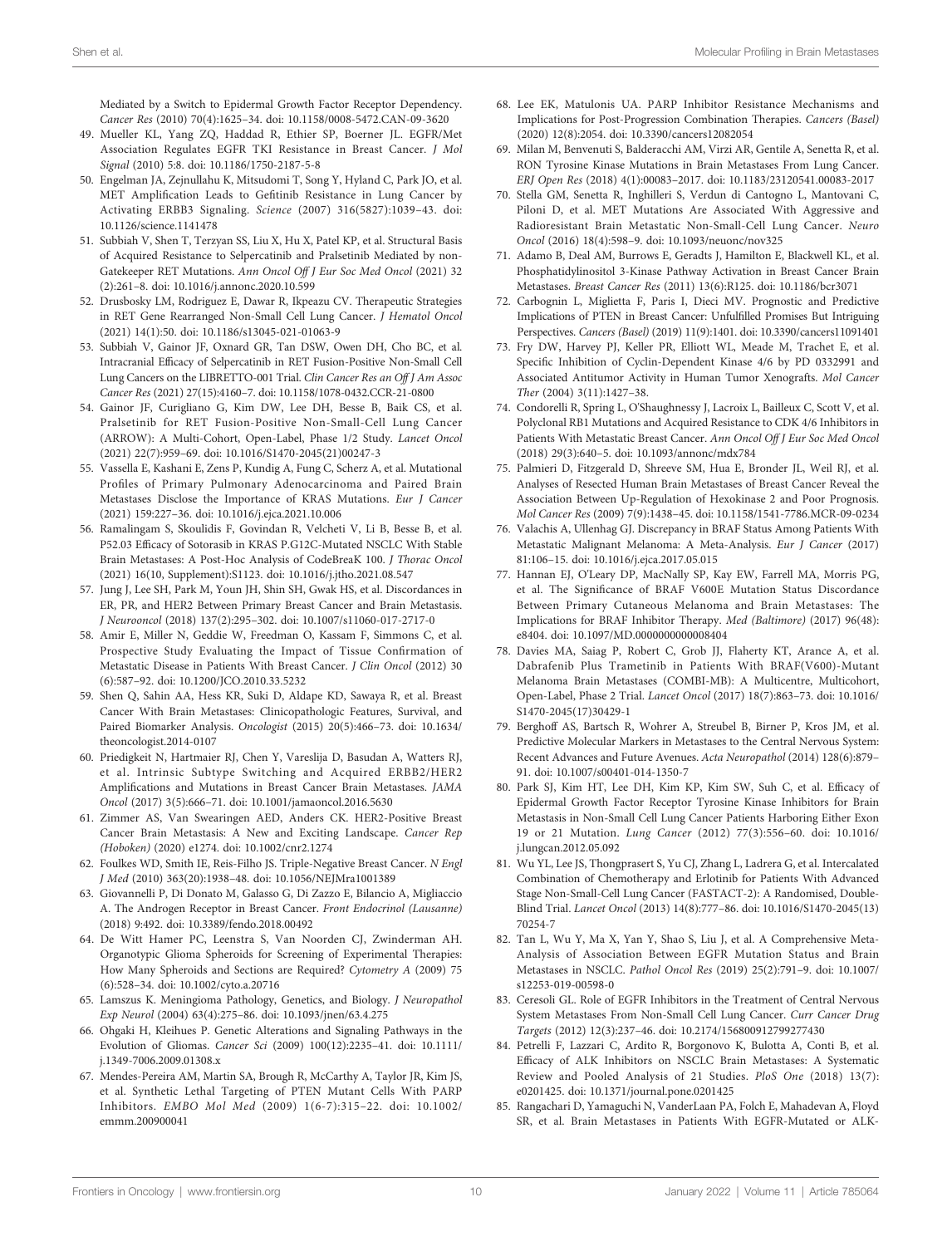Mediated by a Switch to Epidermal Growth Factor Receptor Dependency. *Cancer Res* (2010) 70(4):1625–34. doi: 10.1158/0008-5472.CAN-09-3620

49. Mueller KL, Yang ZQ, Haddad R, Ethier SP, Boerner JL. EGFR/Met Association Regulates EGFR TKI Resistance in Breast Cancer. *J Mol Signal* (2010) 5:8. doi: 10.1186/1750-2187-5-8
50. Engelman JA, Zejnullahu K, Mitsudomi T, Song Y, Hyland C, Park JO, et al. MET Amplification Leads to Gefitinib Resistance in Lung Cancer by Activating ERBB3 Signaling. *Science* (2007) 316(5827):1039–43. doi: 10.1126/science.1141478
51. Subbiah V, Shen T, Terzyan SS, Liu X, Hu X, Patel KP, et al. Structural Basis of Acquired Resistance to Selpercatinib and Pralsetinib Mediated by non-Gatekeeper RET Mutations. *Ann Oncol Off J Eur Soc Med Oncol* (2021) 32 (2):261–8. doi: 10.1016/j.annonc.2020.10.599
52. Drusbosky LM, Rodriguez E, Dawar R, Ikpeazu CV. Therapeutic Strategies in RET Gene Rearranged Non-Small Cell Lung Cancer. *J Hematol Oncol* (2021) 14(1):50. doi: 10.1186/s13045-021-01063-9
53. Subbiah V, Gainor JF, Oxnard GR, Tan DSW, Owen DH, Cho BC, et al. Intracranial Efficacy of Selpercatinib in RET Fusion-Positive Non-Small Cell Lung Cancers on the LIBRETTO-001 Trial. *Clin Cancer Res an Off J Am Assoc Cancer Res* (2021) 27(15):4160–7. doi: 10.1158/1078-0432.CCR-21-0800
54. Gainor JF, Curigliano G, Kim DW, Lee DH, Besse B, Baik CS, et al. Pralsetinib for RET Fusion-Positive Non-Small-Cell Lung Cancer (ARROW): A Multi-Cohort, Open-Label, Phase 1/2 Study. *Lancet Oncol* (2021) 22(7):959–69. doi: 10.1016/S1470-2045(21)00247-3
55. Vassella E, Kashani E, Zens P, Kundig A, Fung C, Scherz A, et al. Mutational Profiles of Primary Pulmonary Adenocarcinoma and Paired Brain Metastases Disclose the Importance of KRAS Mutations. *Eur J Cancer* (2021) 159:227–36. doi: 10.1016/j.ejca.2021.10.006
56. Ramalingam S, Skoulidis F, Govindan R, Velcheti V, Li B, Besse B, et al. P52.03 Efficacy of Sotorasib in KRAS P.G12C-Mutated NSCLC With Stable Brain Metastases: A Post-Hoc Analysis of CodeBreaK 100. *J Thorac Oncol* (2021) 16(10, Supplement):S1123. doi: 10.1016/j.jtho.2021.08.547
57. Jung J, Lee SH, Park M, Youn JH, Shin SH, Gwak HS, et al. Discordances in ER, PR, and HER2 Between Primary Breast Cancer and Brain Metastasis. *J Neurooncol* (2018) 137(2):295–302. doi: 10.1007/s11060-017-2717-0
58. Amir E, Miller N, Geddie W, Freedman O, Kassam F, Simmons C, et al. Prospective Study Evaluating the Impact of Tissue Confirmation of Metastatic Disease in Patients With Breast Cancer. *J Clin Oncol* (2012) 30 (6):587–92. doi: 10.1200/JCO.2010.33.5232
59. Shen Q, Sahin AA, Hess KR, Suki D, Aldape KD, Sawaya R, et al. Breast Cancer With Brain Metastases: Clinicopathologic Features, Survival, and Paired Biomarker Analysis. *Oncologist* (2015) 20(5):466–73. doi: 10.1634/theoncologist.2014-0107
60. Priedigkeit N, Hartmaier RJ, Chen Y, Vareslija D, Basudan A, Watters RJ, et al. Intrinsic Subtype Switching and Acquired ERBB2/HER2 Amplifications and Mutations in Breast Cancer Brain Metastases. *JAMA Oncol* (2017) 3(5):666–71. doi: 10.1001/jamaoncol.2016.5630
61. Zimmer AS, Van Swearingen AED, Anders CK. HER2-Positive Breast Cancer Brain Metastasis: A New and Exciting Landscape. *Cancer Rep (Hoboken)* (2020) e1274. doi: 10.1002/cnr2.1274
62. Foulkes WD, Smith IE, Reis-Filho JS. Triple-Negative Breast Cancer. *N Engl J Med* (2010) 363(20):1938–48. doi: 10.1056/NEJMra1001389
63. Giovannelli P, Di Donato M, Galasso G, Di Zazzo E, Bilancio A, Migliaccio A. The Androgen Receptor in Breast Cancer. *Front Endocrinol (Lausanne)* (2018) 9:492. doi: 10.3389/fendo.2018.00492
64. De Witt Hamer PC, Leenstra S, Van Noorden CJ, Zwinderman AH. Organotypic Glioma Spheroids for Screening of Experimental Therapies: How Many Spheroids and Sections are Required? *Cytometry A* (2009) 75 (6):528–34. doi: 10.1002/cyto.a.20716
65. Lamszus K. Meningioma Pathology, Genetics, and Biology. *J Neuropathol Exp Neurol* (2004) 63(4):275–86. doi: 10.1093/jnen/63.4.275
66. Ohgaki H, Kleihues P. Genetic Alterations and Signaling Pathways in the Evolution of Gliomas. *Cancer Sci* (2009) 100(12):2235–41. doi: 10.1111/j.1349-7006.2009.01308.x
67. Mendes-Pereira AM, Martin SA, Brough R, McCarthy A, Taylor JR, Kim JS, et al. Synthetic Lethal Targeting of PTEN Mutant Cells With PARP Inhibitors. *EMBO Mol Med* (2009) 1(6-7):315–22. doi: 10.1002/emmm.200900041
68. Lee EK, Matulonis UA. PARP Inhibitor Resistance Mechanisms and Implications for Post-Progression Combination Therapies. *Cancers (Basel)* (2020) 12(8):2054. doi: 10.3390/cancers12082054
69. Milan M, Benvenuti S, Balderacchi AM, Virzi AR, Gentile A, Senetta R, et al. RON Tyrosine Kinase Mutations in Brain Metastases From Lung Cancer. *ERJ Open Res* (2018) 4(1):00083–2017. doi: 10.1183/23120541.00083-2017
70. Stella GM, Senetta R, Inghilleri S, Verdun di Cantogno L, Mantovani C, Piloni D, et al. MET Mutations Are Associated With Aggressive and Radioresistant Brain Metastatic Non-Small-Cell Lung Cancer. *Neuro Oncol* (2016) 18(4):598–9. doi: 10.1093/neuonc/nov325
71. Adamo B, Deal AM, Burrows E, Geradts J, Hamilton E, Blackwell KL, et al. Phosphatidylinositol 3-Kinase Pathway Activation in Breast Cancer Brain Metastases. *Breast Cancer Res* (2011) 13(6):R125. doi: 10.1186/bcr3071
72. Carbognin L, Miglietta F, Paris I, Dieci MV. Prognostic and Predictive Implications of PTEN in Breast Cancer: Unfulfilled Promises But Intriguing Perspectives. *Cancers (Basel)* (2019) 11(9):1401. doi: 10.3390/cancers11091401
73. Fry DW, Harvey PJ, Keller PR, Elliott WL, Meade M, Trachet E, et al. Specific Inhibition of Cyclin-Dependent Kinase 4/6 by PD 0332991 and Associated Antitumor Activity in Human Tumor Xenografts. *Mol Cancer Ther* (2004) 3(11):1427–38.
74. Condorelli R, Spring L, O'Shaughnessy J, Lacroix L, Bailleux C, Scott V, et al. Polyclonal RB1 Mutations and Acquired Resistance to CDK 4/6 Inhibitors in Patients With Metastatic Breast Cancer. *Ann Oncol Off J Eur Soc Med Oncol* (2018) 29(3):640–5. doi: 10.1093/annonc/mdx784
75. Palmieri D, Fitzgerald D, Shreeve SM, Hua E, Bronder JL, Weil RJ, et al. Analyses of Resected Human Brain Metastases of Breast Cancer Reveal the Association Between Up-Regulation of Hexokinase 2 and Poor Prognosis. *Mol Cancer Res* (2009) 7(9):1438–45. doi: 10.1158/1541-7786.MCR-09-0234
76. Valachis A, Ullenhag GJ. Discrepancy in BRAF Status Among Patients With Metastatic Malignant Melanoma: A Meta-Analysis. *Eur J Cancer* (2017) 81:106–15. doi: 10.1016/j.ejca.2017.05.015
77. Hannan EJ, O'Leary DP, MacNally SP, Kay EW, Farrell MA, Morris PG, et al. The Significance of BRAF V600E Mutation Status Discordance Between Primary Cutaneous Melanoma and Brain Metastases: The Implications for BRAF Inhibitor Therapy. *Med (Baltimore)* (2017) 96(48): e8404. doi: 10.1097/MD.0000000000008404
78. Davies MA, Saiag P, Robert C, Grob JJ, Flaherty KT, Arance A, et al. Dabrafenib Plus Trametinib in Patients With BRAF(V600)-Mutant Melanoma Brain Metastases (COMBI-MB): A Multicentre, Multicohort, Open-Label, Phase 2 Trial. *Lancet Oncol* (2017) 18(7):863–73. doi: 10.1016/S1470-2045(17)30429-1
79. Berghoff AS, Bartsch R, Wohrer A, Streubel B, Birner P, Kros JM, et al. Predictive Molecular Markers in Metastases to the Central Nervous System: Recent Advances and Future Avenues. *Acta Neuropathol* (2014) 128(6):879–91. doi: 10.1007/s00401-014-1350-7
80. Park SJ, Kim HT, Lee DH, Kim KP, Kim SW, Suh C, et al. Efficacy of Epidermal Growth Factor Receptor Tyrosine Kinase Inhibitors for Brain Metastasis in Non-Small Cell Lung Cancer Patients Harboring Either Exon 19 or 21 Mutation. *Lung Cancer* (2012) 77(3):556–60. doi: 10.1016/j.lungcan.2012.05.092
81. Wu YL, Lee JS, Thongprasert S, Yu CJ, Zhang L, Ladrera G, et al. Intercalated Combination of Chemotherapy and Erlotinib for Patients With Advanced Stage Non-Small-Cell Lung Cancer (FASTACT-2): A Randomised, Double-Blind Trial. *Lancet Oncol* (2013) 14(8):777–86. doi: 10.1016/S1470-2045(13)70254-7
82. Tan L, Wu Y, Ma X, Yan Y, Shao S, Liu J, et al. A Comprehensive Meta-Analysis of Association Between EGFR Mutation Status and Brain Metastases in NSCLC. *Pathol Oncol Res* (2019) 25(2):791–9. doi: 10.1007/s12253-019-00598-0
83. Ceresoli GL. Role of EGFR Inhibitors in the Treatment of Central Nervous System Metastases From Non-Small Cell Lung Cancer. *Curr Cancer Drug Targets* (2012) 12(3):237–46. doi: 10.2174/156800912799277430
84. Petrelli F, Lazzari C, Ardito R, Borgonovo K, Bulotta A, Conti B, et al. Efficacy of ALK Inhibitors on NSCLC Brain Metastases: A Systematic Review and Pooled Analysis of 21 Studies. *PloS One* (2018) 13(7): e0201425. doi: 10.1371/journal.pone.0201425
85. Rangachari D, Yamaguchi N, VanderLaan PA, Folch E, Mahadevan A, Floyd SR, et al. Brain Metastases in Patients With EGFR-Mutated or ALK-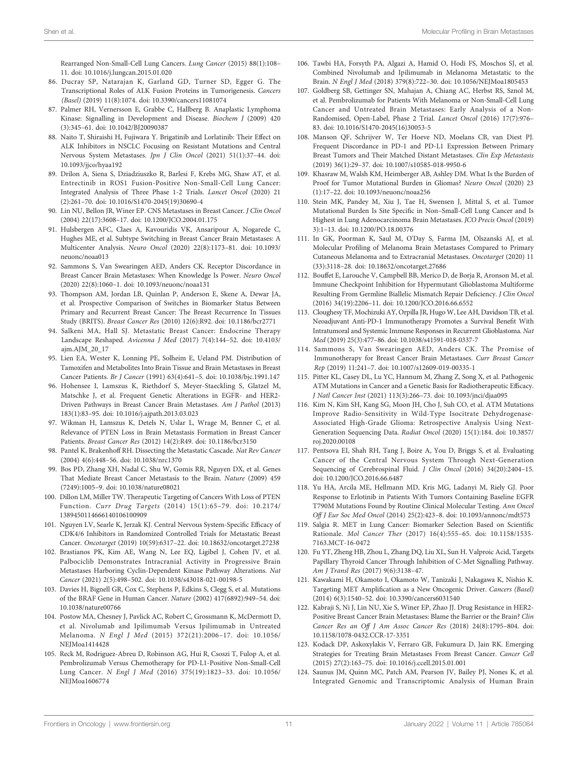Rearranged Non-Small-Cell Lung Cancers. *Lung Cancer* (2015) 88(1):108–11. doi: 10.1016/j.lungcan.2015.01.020

86. Ducray SP, Natarajan K, Garland GD, Turner SD, Egger G. The Transcriptional Roles of ALK Fusion Proteins in Tumorigenesis. *Cancers (Basel)* (2019) 11(8):1074. doi: 10.3390/cancers11081074
87. Palmer RH, Vernersson E, Grabbe C, Hallberg B. Anaplastic Lymphoma Kinase: Signalling in Development and Disease. *Biochem J* (2009) 420 (3):345–61. doi: 10.1042/BJ20090387
88. Naito T, Shiraishi H, Fujiwara Y. Brigatinib and Lorlatinib: Their Effect on ALK Inhibitors in NSCLC Focusing on Resistant Mutations and Central Nervous System Metastases. *Jpn J Clin Oncol* (2021) 51(1):37–44. doi: 10.1093/jjco/hyaa192
89. Drilon A, Siena S, Dziadziuszko R, Barlesi F, Krebs MG, Shaw AT, et al. Entrectinib in ROS1 Fusion-Positive Non-Small-Cell Lung Cancer: Integrated Analysis of Three Phase 1-2 Trials. *Lancet Oncol* (2020) 21 (2):261–70. doi: 10.1016/S1470-2045(19)30690-4
90. Lin NU, Bellon JR, Winer EP. CNS Metastases in Breast Cancer. *J Clin Oncol* (2004) 22(17):3608–17. doi: 10.1200/JCO.2004.01.175
91. Hulsbergen AFC, Claes A, Kavouridis VK, Ansaripour A, Nogarede C, Hughes ME, et al. Subtype Switching in Breast Cancer Brain Metastases: A Multicenter Analysis. *Neuro Oncol* (2020) 22(8):1173–81. doi: 10.1093/neuonc/noaa013
92. Sammons S, Van Swearingen AED, Anders CK. Receptor Discordance in Breast Cancer Brain Metastases: When Knowledge Is Power. *Neuro Oncol* (2020) 22(8):1060–1. doi: 10.1093/neuonc/noaa131
93. Thompson AM, Jordan LB, Quinlan P, Anderson E, Skene A, Dewar JA, et al. Prospective Comparison of Switches in Biomarker Status Between Primary and Recurrent Breast Cancer: The Breast Recurrence In Tissues Study (BRITS). *Breast Cancer Res* (2010) 12(6):R92. doi: 10.1186/bcr2771
94. Salkeni MA, Hall SJ. Metastatic Breast Cancer: Endocrine Therapy Landscape Reshaped. *Avicenna J Med* (2017) 7(4):144–52. doi: 10.4103/ajm.AJM_20_17
95. Lien EA, Wester K, Lonning PE, Solheim E, Ueland PM. Distribution of Tamoxifen and Metabolites Into Brain Tissue and Brain Metastases in Breast Cancer Patients. *Br J Cancer* (1991) 63(4):641–5. doi: 10.1038/bjc.1991.147
96. Hohensee I, Lamszus K, Riethdorf S, Meyer-Staeckling S, Glatzel M, Matschke J, et al. Frequent Genetic Alterations in EGFR- and HER2-Driven Pathways in Breast Cancer Brain Metastases. *Am J Pathol* (2013) 183(1):83–95. doi: 10.1016/j.ajpath.2013.03.023
97. Wikman H, Lamszus K, Detels N, Uslar L, Wrage M, Benner C, et al. Relevance of PTEN Loss in Brain Metastasis Formation in Breast Cancer Patients. *Breast Cancer Res* (2012) 14(2):R49. doi: 10.1186/bcr3150
98. Pantel K, Brakenhoff RH. Dissecting the Metastatic Cascade. *Nat Rev Cancer* (2004) 4(6):448–56. doi: 10.1038/nrc1370
99. Bos PD, Zhang XH, Nadal C, Shu W, Gomis RR, Nguyen DX, et al. Genes That Mediate Breast Cancer Metastasis to the Brain. *Nature* (2009) 459 (7249):1005–9. doi: 10.1038/nature08021
100. Dillon LM, Miller TW. Therapeutic Targeting of Cancers With Loss of PTEN Function. *Curr Drug Targets* (2014) 15(1):65–79. doi: 10.2174/1389450114666140106100909
101. Nguyen LV, Searle K, Jerzak KJ. Central Nervous System-Specific Efficacy of CDK4/6 Inhibitors in Randomized Controlled Trials for Metastatic Breast Cancer. *Oncotarget* (2019) 10(59):6317–22. doi: 10.18632/oncotarget.27238
102. Brastianos PK, Kim AE, Wang N, Lee EQ, Ligibel J, Cohen JV, et al. Palbociclib Demonstrates Intracranial Activity in Progressive Brain Metastases Harboring Cyclin-Dependent Kinase Pathway Alterations. *Nat Cancer* (2021) 2(5):498–502. doi: 10.1038/s43018-021-00198-5
103. Davies H, Bignell GR, Cox C, Stephens P, Edkins S, Clegg S, et al. Mutations of the BRAF Gene in Human Cancer. *Nature* (2002) 417(6892):949–54. doi: 10.1038/nature00766
104. Postow MA, Chesney J, Pavlick AC, Robert C, Grossmann K, McDermott D, et al. Nivolumab and Ipilimumab Versus Ipilimumab in Untreated Melanoma. *N Engl J Med* (2015) 372(21):2006–17. doi: 10.1056/NEJMoa1414428
105. Reck M, Rodriguez-Abreu D, Robinson AG, Hui R, Csoszi T, Fulop A, et al. Pembrolizumab Versus Chemotherapy for PD-L1-Positive Non-Small-Cell Lung Cancer. *N Engl J Med* (2016) 375(19):1823–33. doi: 10.1056/NEJMoa1606774
106. Tawbi HA, Forsyth PA, Algazi A, Hamid O, Hodi FS, Moschos SJ, et al. Combined Nivolumab and Ipilimumab in Melanoma Metastatic to the Brain. *N Engl J Med* (2018) 379(8):722–30. doi: 10.1056/NEJMoa1805453
107. Goldberg SB, Gettinger SN, Mahajan A, Chiang AC, Herbst RS, Sznol M, et al. Pembrolizumab for Patients With Melanoma or Non-Small-Cell Lung Cancer and Untreated Brain Metastases: Early Analysis of a Non-Randomised, Open-Label, Phase 2 Trial. *Lancet Oncol* (2016) 17(7):976–83. doi: 10.1016/S1470-2045(16)30053-5
108. Manson QF, Schrijver W, Ter Hoeve ND, Moelans CB, van Diest PJ. Frequent Discordance in PD-1 and PD-L1 Expression Between Primary Breast Tumors and Their Matched Distant Metastases. *Clin Exp Metastasis* (2019) 36(1):29–37. doi: 10.1007/s10585-018-9950-6
109. Khasraw M, Walsh KM, Heimberger AB, Ashley DM. What Is the Burden of Proof for Tumor Mutational Burden in Gliomas? *Neuro Oncol* (2020) 23 (1):17–22. doi: 10.1093/neuonc/noaa256
110. Stein MK, Pandey M, Xiu J, Tae H, Swensen J, Mittal S, et al. Tumor Mutational Burden Is Site Specific in Non–Small-Cell Lung Cancer and Is Highest in Lung Adenocarcinoma Brain Metastases. *JCO Precis Oncol* (2019) 3):1–13. doi: 10.1200/PO.18.00376
111. In GK, Poorman K, Saul M, O'Day S, Farma JM, Olszanski AJ, et al. Molecular Profiling of Melanoma Brain Metastases Compared to Primary Cutaneous Melanoma and to Extracranial Metastases. *Oncotarget* (2020) 11 (33):3118–28. doi: 10.18632/oncotarget.27686
112. Bouffet E, Larouche V, Campbell BB, Merico D, de Borja R, Aronson M, et al. Immune Checkpoint Inhibition for Hypermutant Glioblastoma Multiforme Resulting From Germline Biallelic Mismatch Repair Deficiency. *J Clin Oncol* (2016) 34(19):2206–11. doi: 10.1200/JCO.2016.66.6552
113. Cloughesy TF, Mochizuki AY, Orpilla JR, Hugo W, Lee AH, Davidson TB, et al. Neoadjuvant Anti-PD-1 Immunotherapy Promotes a Survival Benefit With Intratumoral and Systemic Immune Responses in Recurrent Glioblastoma. *Nat Med* (2019) 25(3):477–86. doi: 10.1038/s41591-018-0337-7
114. Sammons S, Van Swearingen AED, Anders CK. The Promise of Immunotherapy for Breast Cancer Brain Metastases. *Curr Breast Cancer Rep* (2019) 11:241–7. doi: 10.1007/s12609-019-00335-1
115. Pitter KL, Casey DL, Lu YC, Hannum M, Zhang Z, Song X, et al. Pathogenic ATM Mutations in Cancer and a Genetic Basis for Radiotherapeutic Efficacy. *J Natl Cancer Inst* (2021) 113(3):266–73. doi: 10.1093/jnci/djaa095
116. Kim N, Kim SH, Kang SG, Moon JH, Cho J, Suh CO, et al. ATM Mutations Improve Radio-Sensitivity in Wild-Type Isocitrate Dehydrogenase-Associated High-Grade Glioma: Retrospective Analysis Using Next-Generation Sequencing Data. *Radiat Oncol* (2020) 15(1):184. doi: 10.3857/roj.2020.00108
117. Pentsova EI, Shah RH, Tang J, Boire A, You D, Briggs S, et al. Evaluating Cancer of the Central Nervous System Through Next-Generation Sequencing of Cerebrospinal Fluid. *J Clin Oncol* (2016) 34(20):2404–15. doi: 10.1200/JCO.2016.66.6487
118. Yu HA, Arcila ME, Hellmann MD, Kris MG, Ladanyi M, Riely GJ. Poor Response to Erlotinib in Patients With Tumors Containing Baseline EGFR T790M Mutations Found by Routine Clinical Molecular Testing. *Ann Oncol Off J Eur Soc Med Oncol* (2014) 25(2):423–8. doi: 10.1093/annonc/mdt573
119. Salgia R. MET in Lung Cancer: Biomarker Selection Based on Scientific Rationale. *Mol Cancer Ther* (2017) 16(4):555–65. doi: 10.1158/1535-7163.MCT-16-0472
120. Fu YT, Zheng HB, Zhou L, Zhang DQ, Liu XL, Sun H. Valproic Acid, Targets Papillary Thyroid Cancer Through Inhibition of C-Met Signalling Pathway. *Am J Transl Res* (2017) 9(6):3138–47.
121. Kawakami H, Okamoto I, Okamoto W, Tanizaki J, Nakagawa K, Nishio K. Targeting MET Amplification as a New Oncogenic Driver. *Cancers (Basel)* (2014) 6(3):1540–52. doi: 10.3390/cancers6031540
122. Kabraji S, Ni J, Lin NU, Xie S, Winer EP, Zhao JJ. Drug Resistance in HER2-Positive Breast Cancer Brain Metastases: Blame the Barrier or the Brain? *Clin Cancer Res an Off J Am Assoc Cancer Res* (2018) 24(8):1795–804. doi: 10.1158/1078-0432.CCR-17-3351
123. Kodack DP, Askoxylakis V, Ferraro GB, Fukumura D, Jain RK. Emerging Strategies for Treating Brain Metastases From Breast Cancer. *Cancer Cell* (2015) 27(2):163–75. doi: 10.1016/j.ccell.2015.01.001
124. Saunus JM, Quinn MC, Patch AM, Pearson JV, Bailey PJ, Nones K, et al. Integrated Genomic and Transcriptomic Analysis of Human Brain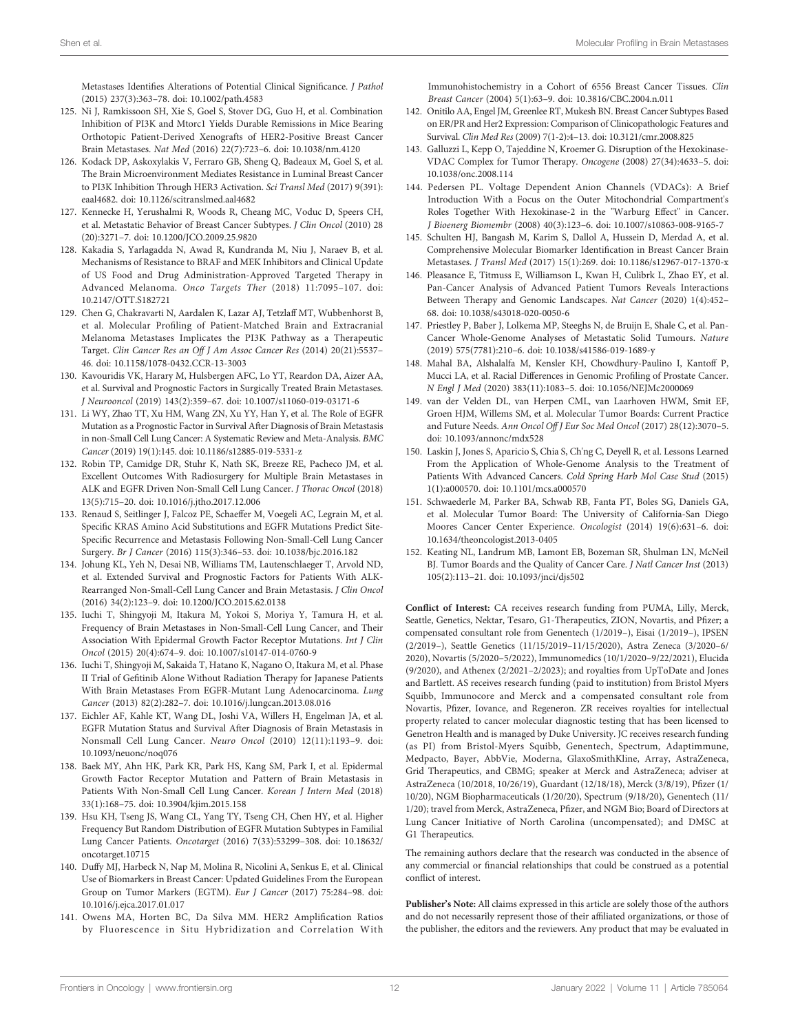Metastases Identifies Alterations of Potential Clinical Significance. *J Pathol* (2015) 237(3):363–78. doi: 10.1002/path.4583

125. Ni J, Ramkissoon SH, Xie S, Goel S, Stover DG, Guo H, et al. Combination Inhibition of PI3K and Mtorc1 Yields Durable Remissions in Mice Bearing Orthotopic Patient-Derived Xenografts of HER2-Positive Breast Cancer Brain Metastases. *Nat Med* (2016) 22(7):723–6. doi: 10.1038/nm.4120
126. Kodack DP, Askoxylakis V, Ferraro GB, Sheng Q, Badeaux M, Goel S, et al. The Brain Microenvironment Mediates Resistance in Luminal Breast Cancer to PI3K Inhibition Through HER3 Activation. *Sci Transl Med* (2017) 9(391): eaal4682. doi: 10.1126/scitranslmed.aal4682
127. Kennecke H, Yerushalmi R, Woods R, Cheang MC, Voduc D, Speers CH, et al. Metastatic Behavior of Breast Cancer Subtypes. *J Clin Oncol* (2010) 28 (20):3271–7. doi: 10.1200/JCO.2009.25.9820
128. Kakadia S, Yarlagadda N, Awad R, Kundranda M, Niu J, Naraev B, et al. Mechanisms of Resistance to BRAF and MEK Inhibitors and Clinical Update of US Food and Drug Administration-Approved Targeted Therapy in Advanced Melanoma. *Onco Targets Ther* (2018) 11:7095–107. doi: 10.2147/OTT.S182721
129. Chen G, Chakravarti N, Aardalen K, Lazar AJ, Tetzlaff MT, Wubbenhorst B, et al. Molecular Profiling of Patient-Matched Brain and Extracranial Melanoma Metastases Implicates the PI3K Pathway as a Therapeutic Target. *Clin Cancer Res an Off J Am Assoc Cancer Res* (2014) 20(21):5537–46. doi: 10.1158/1078-0432.CCR-13-3003
130. Kavouridis VK, Harary M, Hulsbergen AFC, Lo YT, Reardon DA, Aizer AA, et al. Survival and Prognostic Factors in Surgically Treated Brain Metastases. *J Neurooncol* (2019) 143(2):359–67. doi: 10.1007/s11060-019-03171-6
131. Li WY, Zhao TT, Xu HM, Wang ZN, Xu YY, Han Y, et al. The Role of EGFR Mutation as a Prognostic Factor in Survival After Diagnosis of Brain Metastasis in non-Small Cell Lung Cancer: A Systematic Review and Meta-Analysis. *BMC Cancer* (2019) 19(1):145. doi: 10.1186/s12885-019-5331-z
132. Robin TP, Camidge DR, Stuhr K, Nath SK, Breeze RE, Pacheco JM, et al. Excellent Outcomes With Radiosurgery for Multiple Brain Metastases in ALK and EGFR Driven Non-Small Cell Lung Cancer. *J Thorac Oncol* (2018) 13(5):715–20. doi: 10.1016/j.jtho.2017.12.006
133. Renaud S, Seitlinger J, Falcoz PE, Schaeffer M, Voegeli AC, Legrain M, et al. Specific KRAS Amino Acid Substitutions and EGFR Mutations Predict Site-Specific Recurrence and Metastasis Following Non-Small-Cell Lung Cancer Surgery. *Br J Cancer* (2016) 115(3):346–53. doi: 10.1038/bjc.2016.182
134. Johung KL, Yeh N, Desai NB, Williams TM, Lautenschlaeger T, Arvold ND, et al. Extended Survival and Prognostic Factors for Patients With ALK-Rearranged Non-Small-Cell Lung Cancer and Brain Metastasis. *J Clin Oncol* (2016) 34(2):123–9. doi: 10.1200/JCO.2015.62.0138
135. Iuchi T, Shingyoji M, Itakura M, Yokoi S, Moriya Y, Tamura H, et al. Frequency of Brain Metastases in Non-Small-Cell Lung Cancer, and Their Association With Epidermal Growth Factor Receptor Mutations. *Int J Clin Oncol* (2015) 20(4):674–9. doi: 10.1007/s10147-014-0760-9
136. Iuchi T, Shingyoji M, Sakaida T, Hatano K, Nagano O, Itakura M, et al. Phase II Trial of Gefitinib Alone Without Radiation Therapy for Japanese Patients With Brain Metastases From EGFR-Mutant Lung Adenocarcinoma. *Lung Cancer* (2013) 82(2):282–7. doi: 10.1016/j.lungcan.2013.08.016
137. Eichler AF, Kahle KT, Wang DL, Joshi VA, Willers H, Engelman JA, et al. EGFR Mutation Status and Survival After Diagnosis of Brain Metastasis in Nonsmall Cell Lung Cancer. *Neuro Oncol* (2010) 12(11):1193–9. doi: 10.1093/neuonc/noq076
138. Baek MY, Ahn HK, Park KR, Park HS, Kang SM, Park I, et al. Epidermal Growth Factor Receptor Mutation and Pattern of Brain Metastasis in Patients With Non-Small Cell Lung Cancer. *Korean J Intern Med* (2018) 33(1):168–75. doi: 10.3904/kjim.2015.158
139. Hsu KH, Tseng JS, Wang CL, Yang TY, Tseng CH, Chen HY, et al. Higher Frequency But Random Distribution of EGFR Mutation Subtypes in Familial Lung Cancer Patients. *Oncotarget* (2016) 7(33):53299–308. doi: 10.18632/oncotarget.10715
140. Duffy MJ, Harbeck N, Nap M, Molina R, Nicolini A, Senkus E, et al. Clinical Use of Biomarkers in Breast Cancer: Updated Guidelines From the European Group on Tumor Markers (EGTM). *Eur J Cancer* (2017) 75:284–98. doi: 10.1016/j.ejca.2017.01.017
141. Owens MA, Horten BC, Da Silva MM. HER2 Amplification Ratios by Fluorescence in Situ Hybridization and Correlation With Immunohistochemistry in a Cohort of 6556 Breast Cancer Tissues. *Clin Breast Cancer* (2004) 5(1):63–9. doi: 10.3816/CBC.2004.n.011
142. Onitilo AA, Engel JM, Greenlee RT, Mukesh BN. Breast Cancer Subtypes Based on ER/PR and Her2 Expression: Comparison of Clinicopathologic Features and Survival. *Clin Med Res* (2009) 7(1-2):4–13. doi: 10.3121/cmr.2008.825
143. Galluzzi L, Kepp O, Tajeddine N, Kroemer G. Disruption of the Hexokinase-VDAC Complex for Tumor Therapy. *Oncogene* (2008) 27(34):4633–5. doi: 10.1038/onc.2008.114
144. Pedersen PL. Voltage Dependent Anion Channels (VDACs): A Brief Introduction With a Focus on the Outer Mitochondrial Compartment's Roles Together With Hexokinase-2 in the "Warburg Effect" in Cancer. *J Bioenerg Biomembr* (2008) 40(3):123–6. doi: 10.1007/s10863-008-9165-7
145. Schulten HJ, Bangash M, Karim S, Dallol A, Hussein D, Merdad A, et al. Comprehensive Molecular Biomarker Identification in Breast Cancer Brain Metastases. *J Transl Med* (2017) 15(1):269. doi: 10.1186/s12967-017-1370-x
146. Pleasance E, Titmuss E, Williamson L, Kwan H, Culibrk L, Zhao EY, et al. Pan-Cancer Analysis of Advanced Patient Tumors Reveals Interactions Between Therapy and Genomic Landscapes. *Nat Cancer* (2020) 1(4):452–68. doi: 10.1038/s43018-020-0050-6
147. Priestley P, Baber J, Lolkema MP, Steeghs N, de Bruijn E, Shale C, et al. Pan-Cancer Whole-Genome Analyses of Metastatic Solid Tumours. *Nature* (2019) 575(7781):210–6. doi: 10.1038/s41586-019-1689-y
148. Mahal BA, Alshalalfa M, Kensler KH, Chowdhury-Paulino I, Kantoff P, Mucci LA, et al. Racial Differences in Genomic Profiling of Prostate Cancer. *N Engl J Med* (2020) 383(11):1083–5. doi: 10.1056/NEJMc2000069
149. van der Velden DL, van Herpen CML, van Laarhoven HWM, Smit EF, Groen HJM, Willems SM, et al. Molecular Tumor Boards: Current Practice and Future Needs. *Ann Oncol Off J Eur Soc Med Oncol* (2017) 28(12):3070–5. doi: 10.1093/annonc/mdx528
150. Laskin J, Jones S, Aparicio S, Chia S, Ch'ng C, Deyell R, et al. Lessons Learned From the Application of Whole-Genome Analysis to the Treatment of Patients With Advanced Cancers. *Cold Spring Harb Mol Case Stud* (2015) 1(1):a000570. doi: 10.1101/mcs.a000570
151. Schwaederle M, Parker BA, Schwab RB, Fanta PT, Boles SG, Daniels GA, et al. Molecular Tumor Board: The University of California-San Diego Moores Cancer Center Experience. *Oncologist* (2014) 19(6):631–6. doi: 10.1634/theoncologist.2013-0405
152. Keating NL, Landrum MB, Lamont EB, Bozeman SR, Shulman LN, McNeil BJ. Tumor Boards and the Quality of Cancer Care. *J Natl Cancer Inst* (2013) 105(2):113–21. doi: 10.1093/jnci/djs502

**Conflict of Interest:** CA receives research funding from PUMA, Lilly, Merck, Seattle, Genetics, Nektar, Tesaro, G1-Therapeutics, ZION, Novartis, and Pfizer; a compensated consultant role from Genentech (1/2019–), Eisai (1/2019–), IPSEN (2/2019–), Seattle Genetics (11/15/2019–11/15/2020), Astra Zeneca (3/2020–6/2020), Novartis (5/2020–5/2022), Immunomedics (10/1/2020–9/22/2021), Elucida (9/2020), and Athenex (2/2021–2/2023); and royalties from UpToDate and Jones and Bartlett. AS receives research funding (paid to institution) from Bristol Myers Squibb, Immunocore and Merck and a compensated consultant role from Novartis, Pfizer, Iovance, and Regeneron. ZR receives royalties for intellectual property related to cancer molecular diagnostic testing that has been licensed to Genetron Health and is managed by Duke University. JC receives research funding (as PI) from Bristol-Myers Squibb, Genentech, Spectrum, Adaptimmune, Medpacto, Bayer, AbbVie, Moderna, GlaxoSmithKline, Array, AstraZeneca, Grid Therapeutics, and CBMG; speaker at Merck and AstraZeneca; adviser at AstraZeneca (10/2018, 10/26/19), Guardant (12/18/18), Merck (3/8/19), Pfizer (1/10/20), NGM Biopharmaceuticals (1/20/20), Spectrum (9/18/20), Genentech (11/1/20); travel from Merck, AstraZeneca, Pfizer, and NGM Bio; Board of Directors at Lung Cancer Initiative of North Carolina (uncompensated); and DMSC at G1 Therapeutics.

The remaining authors declare that the research was conducted in the absence of any commercial or financial relationships that could be construed as a potential conflict of interest.

**Publisher's Note:** All claims expressed in this article are solely those of the authors and do not necessarily represent those of their affiliated organizations, or those of the publisher, the editors and the reviewers. Any product that may be evaluated in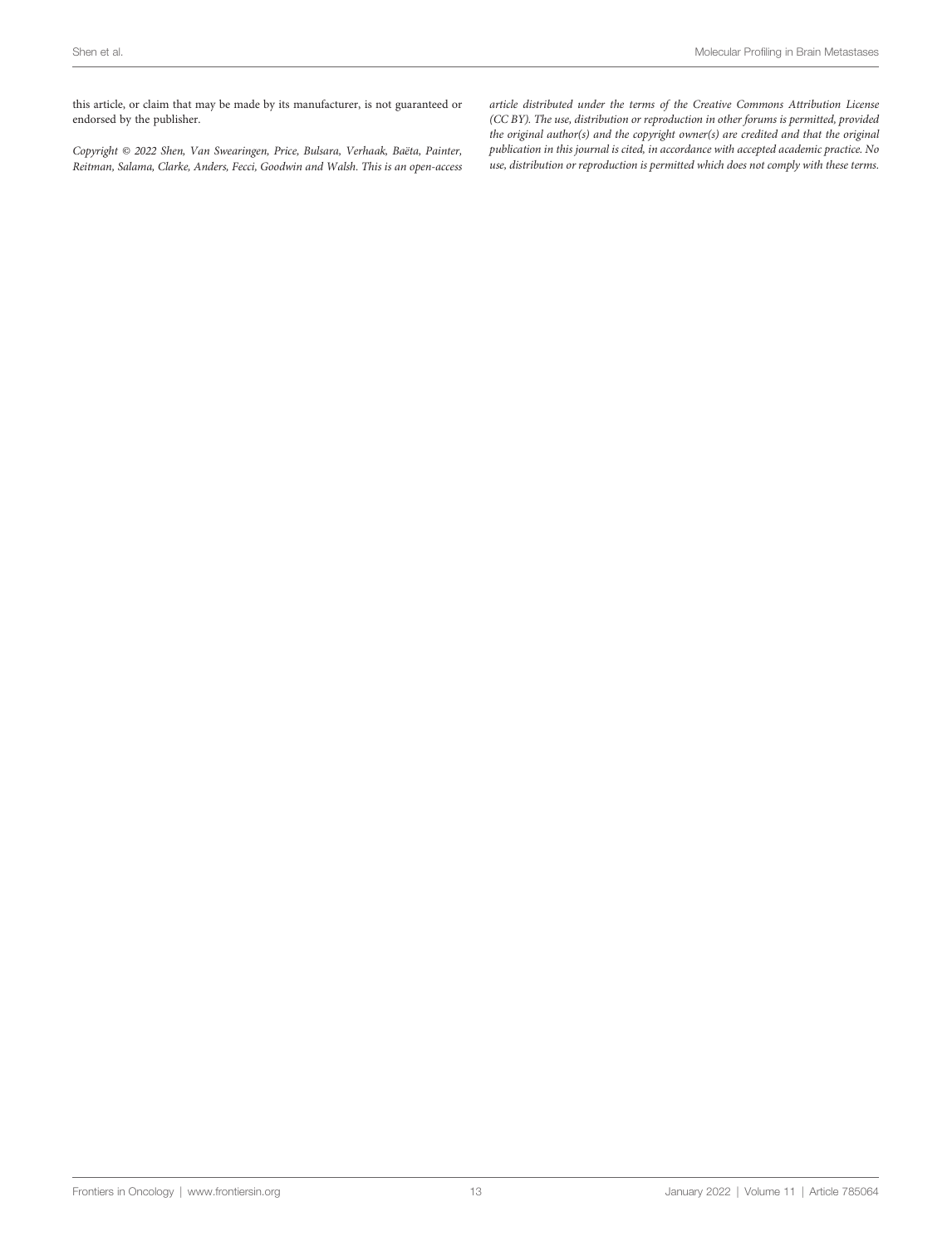this article, or claim that may be made by its manufacturer, is not guaranteed or endorsed by the publisher.

*Copyright © 2022 Shen, Van Swearingen, Price, Bulsara, Verhaak, Baëta, Painter, Reitman, Salama, Clarke, Anders, Fecci, Goodwin and Walsh. This is an open-access article distributed under the terms of the Creative Commons Attribution License (CC BY). The use, distribution or reproduction in other forums is permitted, provided the original author(s) and the copyright owner(s) are credited and that the original publication in this journal is cited, in accordance with accepted academic practice. No use, distribution or reproduction is permitted which does not comply with these terms.*